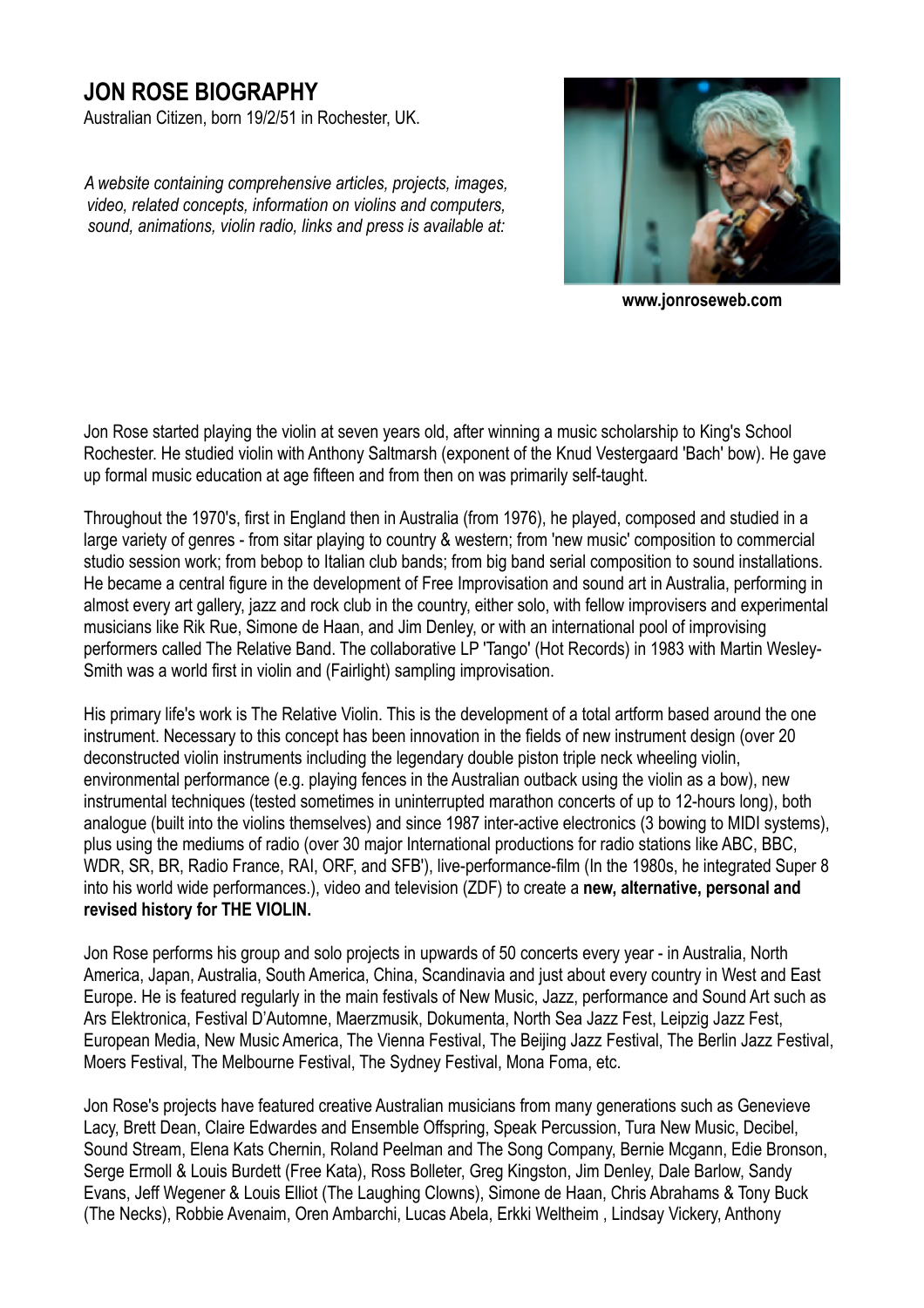# JON ROSE BIOGRAPHY

Australian Citizen, born 19/2/51 in Rochester, UK.

*A website containing comprehensive articles, projects, images, video, related concepts, information on violins and computers, sound, animations, violin radio, links and press is available at:*

**www.jonroseweb.com**

Jon Rose started playing the violin at seven years old, after winning a music scholarship to King's School Rochester. He studied violin with Anthony Saltmarsh (exponent of the Knud Vestergaard 'Bach' bow). He gave up formal music education at age fifteen and from then on was primarily self-taught.

Throughout the 1970's, first in England then in Australia (from 1976), he played, composed and studied in a large variety of genres - from sitar playing to country & western; from 'new music' composition to commercial studio session work; from bebop to Italian club bands; from big band serial composition to sound installations. He became a central figure in the development of Free Improvisation and sound art in Australia, performing in almost every art gallery, jazz and rock club in the country, either solo, with fellow improvisers and experimental musicians like Rik Rue, Simone de Haan, and Jim Denley, or with an international pool of improvising performers called The Relative Band. The collaborative LP 'Tango' (Hot Records) in 1983 with Martin Wesley-Smith was a world first in violin and (Fairlight) sampling improvisation.

His primary life's work is The Relative Violin. This is the development of a total artform based around the one instrument. Necessary to this concept has been innovation in the fields of new instrument design (over 20 deconstructed violin instruments including the legendary double piston triple neck wheeling violin, environmental performance (e.g. playing fences in the Australian outback using the violin as a bow), new instrumental techniques (tested sometimes in uninterrupted marathon concerts of up to 12-hours long), both analogue (built into the violins themselves) and since 1987 inter-active electronics (3 bowing to MIDI systems), plus using the mediums of radio (over 30 major International productions for radio stations like ABC, BBC, WDR, SR, BR, Radio France, RAI, ORF, and SFB'), live-performance-film (In the 1980s, he integrated Super 8 into his world wide performances.), video and television (ZDF) to create a **new, alternative, personal and revised history for THE VIOLIN.**

Jon Rose performs his group and solo projects in upwards of 50 concerts every year - in Australia, North America, Japan, Australia, South America, China, Scandinavia and just about every country in West and East Europe. He is featured regularly in the main festivals of New Music, Jazz, performance and Sound Art such as Ars Elektronica, Festival D'Automne, Maerzmusik, Dokumenta, North Sea Jazz Fest, Leipzig Jazz Fest, European Media, New Music America, The Vienna Festival, The Beijing Jazz Festival, The Berlin Jazz Festival, Moers Festival, The Melbourne Festival, The Sydney Festival, Mona Foma, etc.

Jon Rose's projects have featured creative Australian musicians from many generations such as Genevieve Lacy, Brett Dean, Claire Edwardes and Ensemble Offspring, Speak Percussion, Tura New Music, Decibel, Sound Stream, Elena Kats Chernin, Roland Peelman and The Song Company, Bernie Mcgann, Edie Bronson, Serge Ermoll & Louis Burdett (Free Kata), Ross Bolleter, Greg Kingston, Jim Denley, Dale Barlow, Sandy Evans, Jeff Wegener & Louis Elliot (The Laughing Clowns), Simone de Haan, Chris Abrahams & Tony Buck (The Necks), Robbie Avenaim, Oren Ambarchi, Lucas Abela, Erkki Weltheim , Lindsay Vickery, Anthony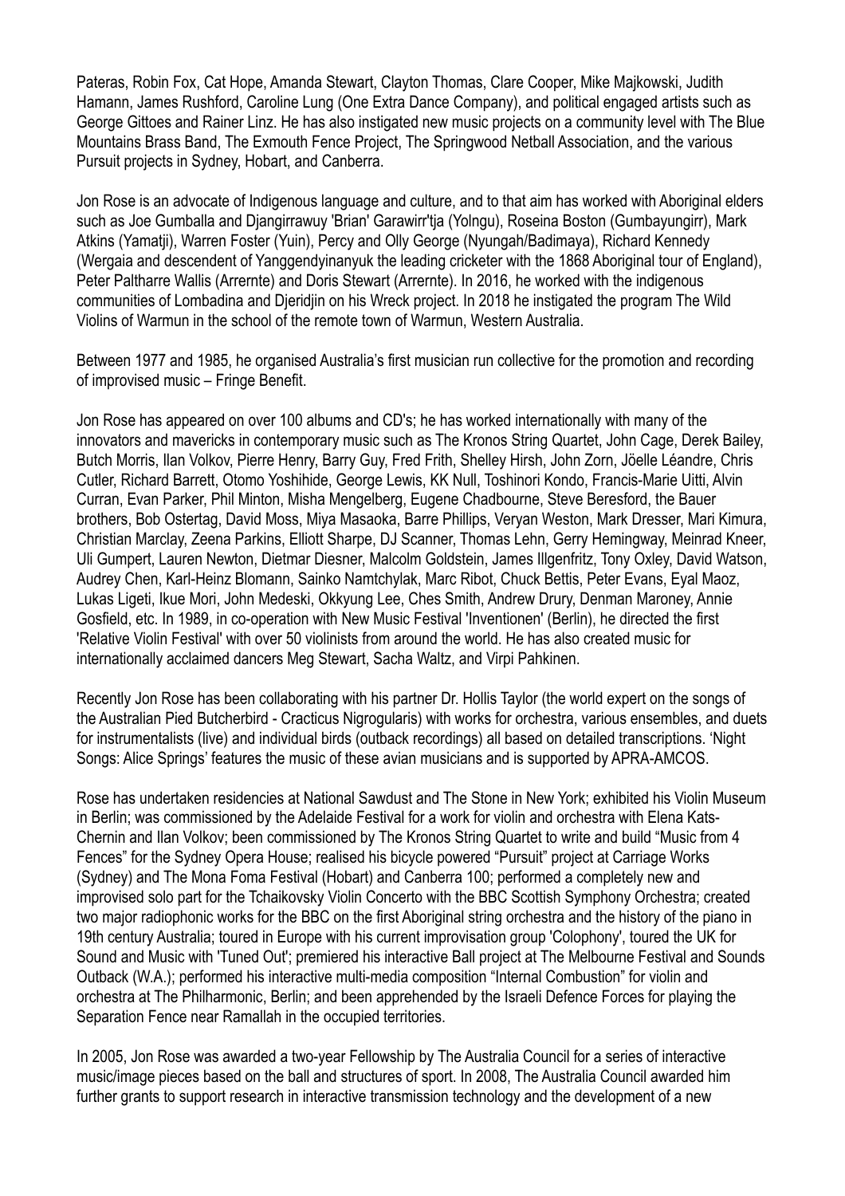Pateras, Robin Fox, Cat Hope, Amanda Stewart, Clayton Thomas, Clare Cooper, Mike Majkowski, Judith Hamann, James Rushford, Caroline Lung (One Extra Dance Company), and political engaged artists such as George Gittoes and Rainer Linz. He has also instigated new music projects on a community level with The Blue Mountains Brass Band, The Exmouth Fence Project, The Springwood Netball Association, and the various Pursuit projects in Sydney, Hobart, and Canberra.

Jon Rose is an advocate of Indigenous language and culture, and to that aim has worked with Aboriginal elders such as Joe Gumballa and Djangirrawuy 'Brian' Garawirr'tja (Yolngu), Roseina Boston (Gumbayungirr), Mark Atkins (Yamatji), Warren Foster (Yuin), Percy and Olly George (Nyungah/Badimaya), Richard Kennedy (Wergaia and descendent of Yanggendyinanyuk the leading cricketer with the 1868 Aboriginal tour of England), Peter Paltharre Wallis (Arrernte) and Doris Stewart (Arrernte). In 2016, he worked with the indigenous communities of Lombadina and Djeridjin on his Wreck project. In 2018 he instigated the program The Wild Violins of Warmun in the school of the remote town of Warmun, Western Australia.

Between 1977 and 1985, he organised Australia's first musician run collective for the promotion and recording of improvised music – Fringe Benefit.

Jon Rose has appeared on over 100 albums and CD's; he has worked internationally with many of the innovators and mavericks in contemporary music such as The Kronos String Quartet, John Cage, Derek Bailey, Butch Morris, Ilan Volkov, Pierre Henry, Barry Guy, Fred Frith, Shelley Hirsh, John Zorn, Jöelle Léandre, Chris Cutler, Richard Barrett, Otomo Yoshihide, George Lewis, KK Null, Toshinori Kondo, Francis-Marie Uitti, Alvin Curran, Evan Parker, Phil Minton, Misha Mengelberg, Eugene Chadbourne, Steve Beresford, the Bauer brothers, Bob Ostertag, David Moss, Miya Masaoka, Barre Phillips, Veryan Weston, Mark Dresser, Mari Kimura, Christian Marclay, Zeena Parkins, Elliott Sharpe, DJ Scanner, Thomas Lehn, Gerry Hemingway, Meinrad Kneer, Uli Gumpert, Lauren Newton, Dietmar Diesner, Malcolm Goldstein, James Illgenfritz, Tony Oxley, David Watson, Audrey Chen, Karl-Heinz Blomann, Sainko Namtchylak, Marc Ribot, Chuck Bettis, Peter Evans, Eyal Maoz, Lukas Ligeti, Ikue Mori, John Medeski, Okkyung Lee, Ches Smith, Andrew Drury, Denman Maroney, Annie Gosfield, etc. In 1989, in co-operation with New Music Festival 'Inventionen' (Berlin), he directed the first 'Relative Violin Festival' with over 50 violinists from around the world. He has also created music for internationally acclaimed dancers Meg Stewart, Sacha Waltz, and Virpi Pahkinen.

Recently Jon Rose has been collaborating with his partner Dr. Hollis Taylor (the world expert on the songs of the Australian Pied Butcherbird - Cracticus Nigrogularis) with works for orchestra, various ensembles, and duets for instrumentalists (live) and individual birds (outback recordings) all based on detailed transcriptions. 'Night Songs: Alice Springs' features the music of these avian musicians and is supported by APRA-AMCOS.

Rose has undertaken residencies at National Sawdust and The Stone in New York; exhibited his Violin Museum in Berlin; was commissioned by the Adelaide Festival for a work for violin and orchestra with Elena Kats-Chernin and Ilan Volkov; been commissioned by The Kronos String Quartet to write and build "Music from 4 Fences" for the Sydney Opera House; realised his bicycle powered "Pursuit" project at Carriage Works (Sydney) and The Mona Foma Festival (Hobart) and Canberra 100; performed a completely new and improvised solo part for the Tchaikovsky Violin Concerto with the BBC Scottish Symphony Orchestra; created two major radiophonic works for the BBC on the first Aboriginal string orchestra and the history of the piano in 19th century Australia; toured in Europe with his current improvisation group 'Colophony', toured the UK for Sound and Music with 'Tuned Out'; premiered his interactive Ball project at The Melbourne Festival and Sounds Outback (W.A.); performed his interactive multi-media composition "Internal Combustion" for violin and orchestra at The Philharmonic, Berlin; and been apprehended by the Israeli Defence Forces for playing the Separation Fence near Ramallah in the occupied territories.

In 2005, Jon Rose was awarded a two-year Fellowship by The Australia Council for a series of interactive music/image pieces based on the ball and structures of sport. In 2008, The Australia Council awarded him further grants to support research in interactive transmission technology and the development of a new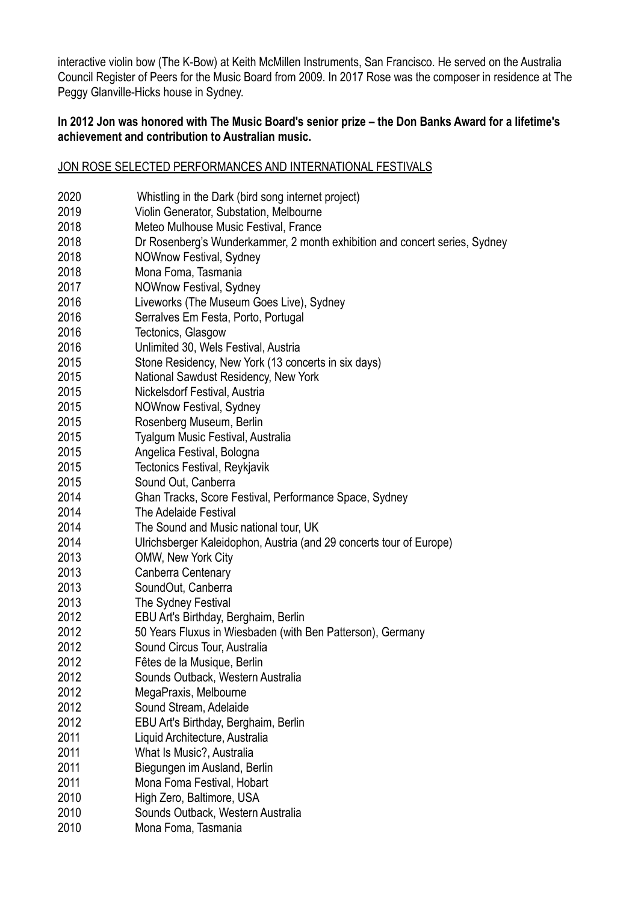interactive violin bow (The K-Bow) at Keith McMillen Instruments, San Francisco. He served on the Australia Council Register of Peers for the Music Board from 2009. In 2017 Rose was the composer in residence at The Peggy Glanville-Hicks house in Sydney.

**In 2012 Jon was honored with The Music Board's senior prize – the Don Banks Award for a lifetime's achievement and contribution to Australian music.**

<u>JON ROSE SELECTED PERFORMANCES AND INTERNATIONAL FESTIVALS</u>

| | |
|---|---|
| 2020 | Whistling in the Dark (bird song internet project) |
| 2019 | Violin Generator, Substation, Melbourne |
| 2018 | Meteo Mulhouse Music Festival, France |
| 2018 | Dr Rosenberg's Wunderkammer, 2 month exhibition and concert series, Sydney |
| 2018 | NOWnow Festival, Sydney |
| 2018 | Mona Foma, Tasmania |
| 2017 | NOWnow Festival, Sydney |
| 2016 | Liveworks (The Museum Goes Live), Sydney |
| 2016 | Serralves Em Festa, Porto, Portugal |
| 2016 | Tectonics, Glasgow |
| 2016 | Unlimited 30, Wels Festival, Austria |
| 2015 | Stone Residency, New York (13 concerts in six days) |
| 2015 | National Sawdust Residency, New York |
| 2015 | Nickelsdorf Festival, Austria |
| 2015 | NOWnow Festival, Sydney |
| 2015 | Rosenberg Museum, Berlin |
| 2015 | Tyalgum Music Festival, Australia |
| 2015 | Angelica Festival, Bologna |
| 2015 | Tectonics Festival, Reykjavik |
| 2015 | Sound Out, Canberra |
| 2014 | Ghan Tracks, Score Festival, Performance Space, Sydney |
| 2014 | The Adelaide Festival |
| 2014 | The Sound and Music national tour, UK |
| 2014 | Ulrichsberger Kaleidophon, Austria (and 29 concerts tour of Europe) |
| 2013 | OMW, New York City |
| 2013 | Canberra Centenary |
| 2013 | SoundOut, Canberra |
| 2013 | The Sydney Festival |
| 2012 | EBU Art's Birthday, Berghaim, Berlin |
| 2012 | 50 Years Fluxus in Wiesbaden (with Ben Patterson), Germany |
| 2012 | Sound Circus Tour, Australia |
| 2012 | Fêtes de la Musique, Berlin |
| 2012 | Sounds Outback, Western Australia |
| 2012 | MegaPraxis, Melbourne |
| 2012 | Sound Stream, Adelaide |
| 2012 | EBU Art's Birthday, Berghaim, Berlin |
| 2011 | Liquid Architecture, Australia |
| 2011 | What Is Music?, Australia |
| 2011 | Biegungen im Ausland, Berlin |
| 2011 | Mona Foma Festival, Hobart |
| 2010 | High Zero, Baltimore, USA |
| 2010 | Sounds Outback, Western Australia |
| 2010 | Mona Foma, Tasmania |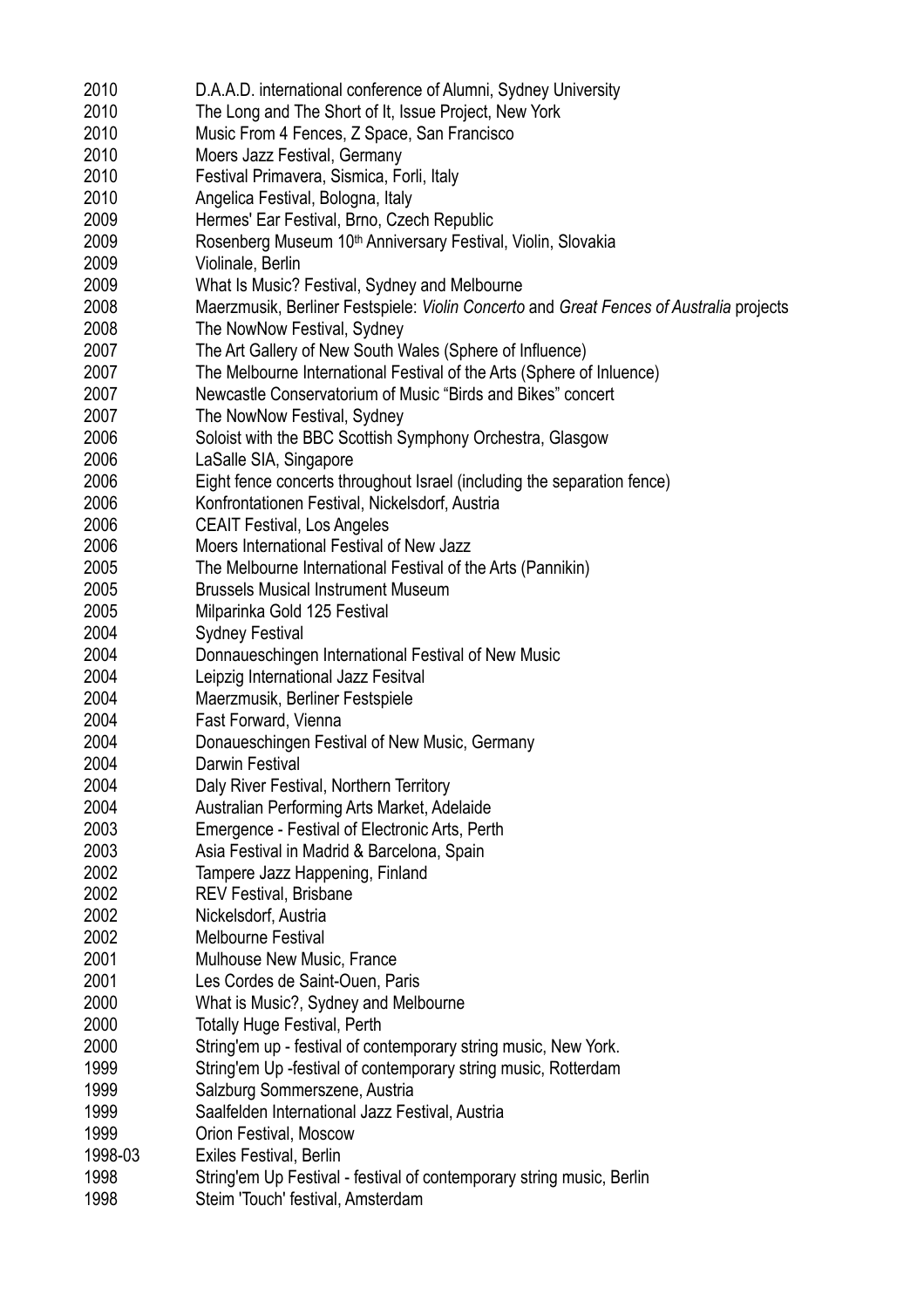2010 D.A.A.D. international conference of Alumni, Sydney University
2010 The Long and The Short of It, Issue Project, New York
2010 Music From 4 Fences, Z Space, San Francisco
2010 Moers Jazz Festival, Germany
2010 Festival Primavera, Sismica, Forli, Italy
2010 Angelica Festival, Bologna, Italy
2009 Hermes' Ear Festival, Brno, Czech Republic
2009 Rosenberg Museum 10th Anniversary Festival, Violin, Slovakia
2009 Violinale, Berlin
2009 What Is Music? Festival, Sydney and Melbourne
2008 Maerzmusik, Berliner Festspiele: *Violin Concerto* and *Great Fences of Australia* projects
2008 The NowNow Festival, Sydney
2007 The Art Gallery of New South Wales (Sphere of Influence)
2007 The Melbourne International Festival of the Arts (Sphere of Inluence)
2007 Newcastle Conservatorium of Music "Birds and Bikes" concert
2007 The NowNow Festival, Sydney
2006 Soloist with the BBC Scottish Symphony Orchestra, Glasgow
2006 LaSalle SIA, Singapore
2006 Eight fence concerts throughout Israel (including the separation fence)
2006 Konfrontationen Festival, Nickelsdorf, Austria
2006 CEAIT Festival, Los Angeles
2006 Moers International Festival of New Jazz
2005 The Melbourne International Festival of the Arts (Pannikin)
2005 Brussels Musical Instrument Museum
2005 Milparinka Gold 125 Festival
2004 Sydney Festival
2004 Donnaueschingen International Festival of New Music
2004 Leipzig International Jazz Fesitval
2004 Maerzmusik, Berliner Festspiele
2004 Fast Forward, Vienna
2004 Donaueschingen Festival of New Music, Germany
2004 Darwin Festival
2004 Daly River Festival, Northern Territory
2004 Australian Performing Arts Market, Adelaide
2003 Emergence - Festival of Electronic Arts, Perth
2003 Asia Festival in Madrid & Barcelona, Spain
2002 Tampere Jazz Happening, Finland
2002 REV Festival, Brisbane
2002 Nickelsdorf, Austria
2002 Melbourne Festival
2001 Mulhouse New Music, France
2001 Les Cordes de Saint-Ouen, Paris
2000 What is Music?, Sydney and Melbourne
2000 Totally Huge Festival, Perth
2000 String'em up - festival of contemporary string music, New York.
1999 String'em Up -festival of contemporary string music, Rotterdam
1999 Salzburg Sommerszene, Austria
1999 Saalfelden International Jazz Festival, Austria
1999 Orion Festival, Moscow
1998-03 Exiles Festival, Berlin
1998 String'em Up Festival - festival of contemporary string music, Berlin
1998 Steim 'Touch' festival, Amsterdam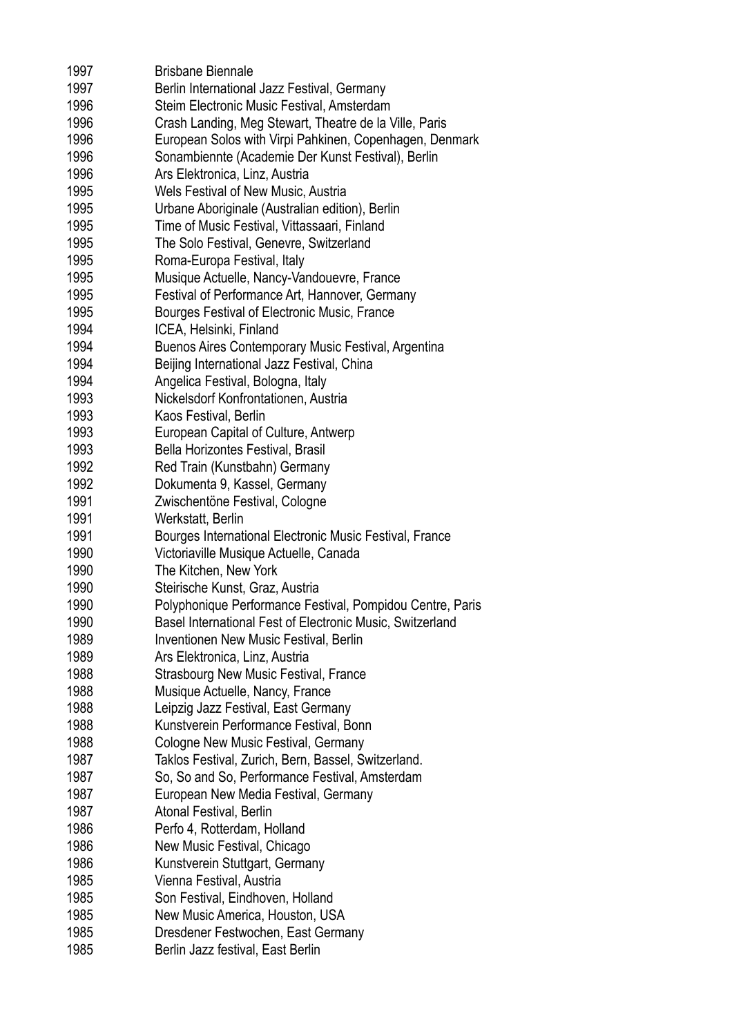1997 Brisbane Biennale
1997 Berlin International Jazz Festival, Germany
1996 Steim Electronic Music Festival, Amsterdam
1996 Crash Landing, Meg Stewart, Theatre de la Ville, Paris
1996 European Solos with Virpi Pahkinen, Copenhagen, Denmark
1996 Sonambiennte (Academie Der Kunst Festival), Berlin
1996 Ars Elektronica, Linz, Austria
1995 Wels Festival of New Music, Austria
1995 Urbane Aboriginale (Australian edition), Berlin
1995 Time of Music Festival, Vittassaari, Finland
1995 The Solo Festival, Genevre, Switzerland
1995 Roma-Europa Festival, Italy
1995 Musique Actuelle, Nancy-Vandouevre, France
1995 Festival of Performance Art, Hannover, Germany
1995 Bourges Festival of Electronic Music, France
1994 ICEA, Helsinki, Finland
1994 Buenos Aires Contemporary Music Festival, Argentina
1994 Beijing International Jazz Festival, China
1994 Angelica Festival, Bologna, Italy
1993 Nickelsdorf Konfrontationen, Austria
1993 Kaos Festival, Berlin
1993 European Capital of Culture, Antwerp
1993 Bella Horizontes Festival, Brasil
1992 Red Train (Kunstbahn) Germany
1992 Dokumenta 9, Kassel, Germany
1991 Zwischentöne Festival, Cologne
1991 Werkstatt, Berlin
1991 Bourges International Electronic Music Festival, France
1990 Victoriaville Musique Actuelle, Canada
1990 The Kitchen, New York
1990 Steirische Kunst, Graz, Austria
1990 Polyphonique Performance Festival, Pompidou Centre, Paris
1990 Basel International Fest of Electronic Music, Switzerland
1989 Inventionen New Music Festival, Berlin
1989 Ars Elektronica, Linz, Austria
1988 Strasbourg New Music Festival, France
1988 Musique Actuelle, Nancy, France
1988 Leipzig Jazz Festival, East Germany
1988 Kunstverein Performance Festival, Bonn
1988 Cologne New Music Festival, Germany
1987 Taklos Festival, Zurich, Bern, Bassel, Switzerland.
1987 So, So and So, Performance Festival, Amsterdam
1987 European New Media Festival, Germany
1987 Atonal Festival, Berlin
1986 Perfo 4, Rotterdam, Holland
1986 New Music Festival, Chicago
1986 Kunstverein Stuttgart, Germany
1985 Vienna Festival, Austria
1985 Son Festival, Eindhoven, Holland
1985 New Music America, Houston, USA
1985 Dresdener Festwochen, East Germany
1985 Berlin Jazz festival, East Berlin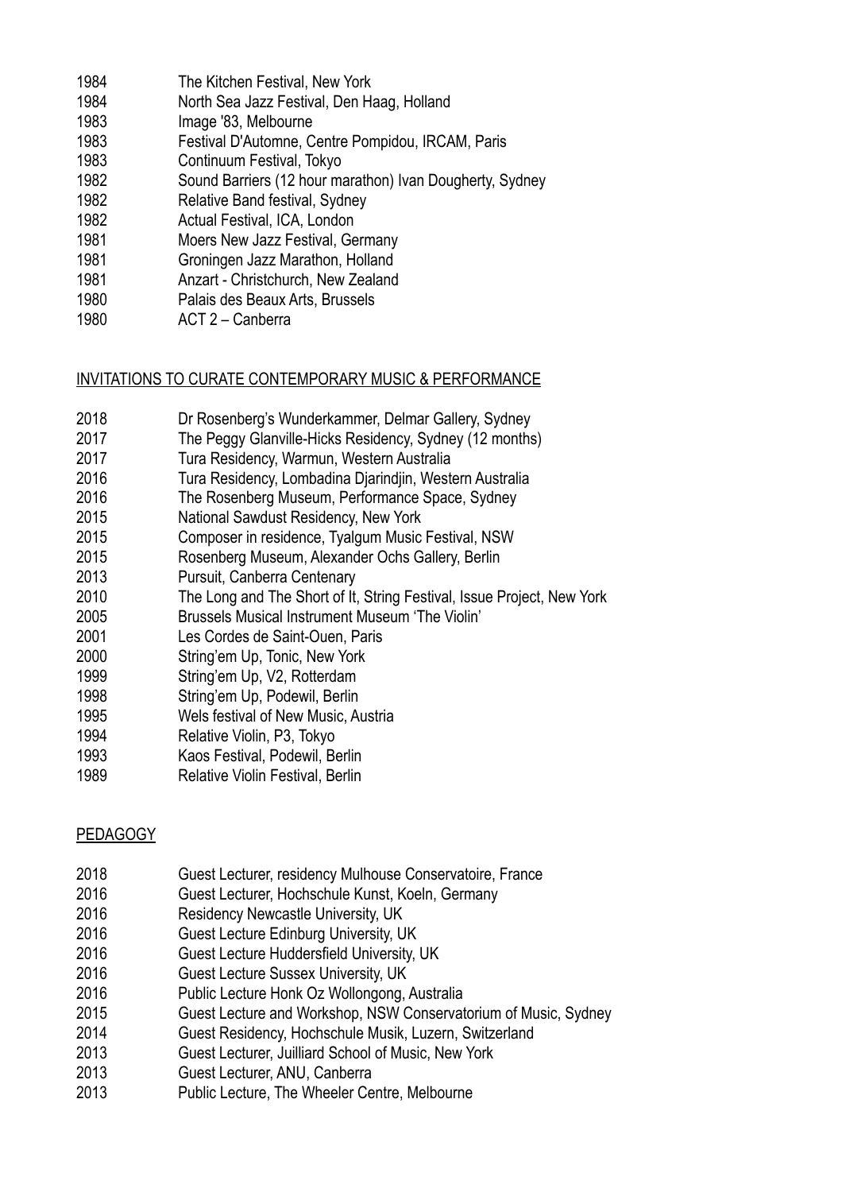1984 The Kitchen Festival, New York
1984 North Sea Jazz Festival, Den Haag, Holland
1983 Image '83, Melbourne
1983 Festival D'Automne, Centre Pompidou, IRCAM, Paris
1983 Continuum Festival, Tokyo
1982 Sound Barriers (12 hour marathon) Ivan Dougherty, Sydney
1982 Relative Band festival, Sydney
1982 Actual Festival, ICA, London
1981 Moers New Jazz Festival, Germany
1981 Groningen Jazz Marathon, Holland
1981 Anzart - Christchurch, New Zealand
1980 Palais des Beaux Arts, Brussels
1980 ACT 2 – Canberra

## INVITATIONS TO CURATE CONTEMPORARY MUSIC & PERFORMANCE

2018 Dr Rosenberg's Wunderkammer, Delmar Gallery, Sydney
2017 The Peggy Glanville-Hicks Residency, Sydney (12 months)
2017 Tura Residency, Warmun, Western Australia
2016 Tura Residency, Lombadina Djarindjin, Western Australia
2016 The Rosenberg Museum, Performance Space, Sydney
2015 National Sawdust Residency, New York
2015 Composer in residence, Tyalgum Music Festival, NSW
2015 Rosenberg Museum, Alexander Ochs Gallery, Berlin
2013 Pursuit, Canberra Centenary
2010 The Long and The Short of It, String Festival, Issue Project, New York
2005 Brussels Musical Instrument Museum 'The Violin'
2001 Les Cordes de Saint-Ouen, Paris
2000 String'em Up, Tonic, New York
1999 String'em Up, V2, Rotterdam
1998 String'em Up, Podewil, Berlin
1995 Wels festival of New Music, Austria
1994 Relative Violin, P3, Tokyo
1993 Kaos Festival, Podewil, Berlin
1989 Relative Violin Festival, Berlin

## PEDAGOGY

2018 Guest Lecturer, residency Mulhouse Conservatoire, France
2016 Guest Lecturer, Hochschule Kunst, Koeln, Germany
2016 Residency Newcastle University, UK
2016 Guest Lecture Edinburg University, UK
2016 Guest Lecture Huddersfield University, UK
2016 Guest Lecture Sussex University, UK
2016 Public Lecture Honk Oz Wollongong, Australia
2015 Guest Lecture and Workshop, NSW Conservatorium of Music, Sydney
2014 Guest Residency, Hochschule Musik, Luzern, Switzerland
2013 Guest Lecturer, Juilliard School of Music, New York
2013 Guest Lecturer, ANU, Canberra
2013 Public Lecture, The Wheeler Centre, Melbourne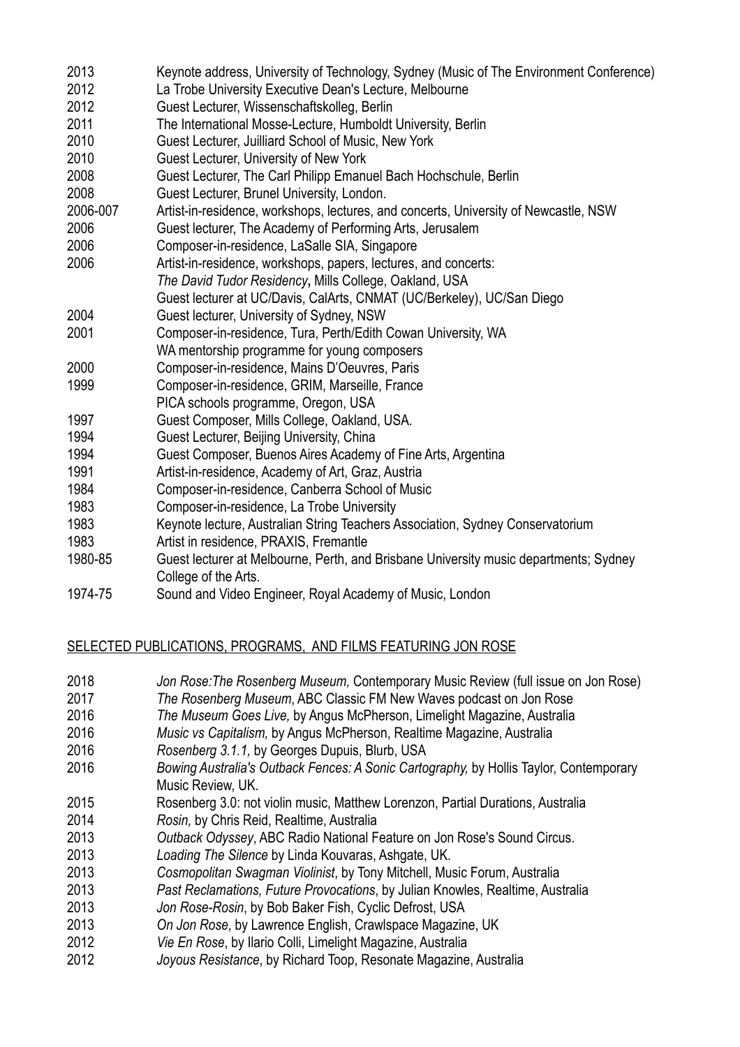2013 Keynote address, University of Technology, Sydney (Music of The Environment Conference)
2012 La Trobe University Executive Dean's Lecture, Melbourne
2012 Guest Lecturer, Wissenschaftskolleg, Berlin
2011 The International Mosse-Lecture, Humboldt University, Berlin
2010 Guest Lecturer, Juilliard School of Music, New York
2010 Guest Lecturer, University of New York
2008 Guest Lecturer, The Carl Philipp Emanuel Bach Hochschule, Berlin
2008 Guest Lecturer, Brunel University, London.
2006-007 Artist-in-residence, workshops, lectures, and concerts, University of Newcastle, NSW
2006 Guest lecturer, The Academy of Performing Arts, Jerusalem
2006 Composer-in-residence, LaSalle SIA, Singapore
2006 Artist-in-residence, workshops, papers, lectures, and concerts:
*The David Tudor Residency*, Mills College, Oakland, USA
Guest lecturer at UC/Davis, CalArts, CNMAT (UC/Berkeley), UC/San Diego
2004 Guest lecturer, University of Sydney, NSW
2001 Composer-in-residence, Tura, Perth/Edith Cowan University, WA
WA mentorship programme for young composers
2000 Composer-in-residence, Mains D'Oeuvres, Paris
1999 Composer-in-residence, GRIM, Marseille, France
PICA schools programme, Oregon, USA
1997 Guest Composer, Mills College, Oakland, USA.
1994 Guest Lecturer, Beijing University, China
1994 Guest Composer, Buenos Aires Academy of Fine Arts, Argentina
1991 Artist-in-residence, Academy of Art, Graz, Austria
1984 Composer-in-residence, Canberra School of Music
1983 Composer-in-residence, La Trobe University
1983 Keynote lecture, Australian String Teachers Association, Sydney Conservatorium
1983 Artist in residence, PRAXIS, Fremantle
1980-85 Guest lecturer at Melbourne, Perth, and Brisbane University music departments; Sydney College of the Arts.
1974-75 Sound and Video Engineer, Royal Academy of Music, London

## SELECTED PUBLICATIONS, PROGRAMS, AND FILMS FEATURING JON ROSE

2018 *Jon Rose:The Rosenberg Museum,* Contemporary Music Review (full issue on Jon Rose)
2017 *The Rosenberg Museum*, ABC Classic FM New Waves podcast on Jon Rose
2016 *The Museum Goes Live,* by Angus McPherson, Limelight Magazine, Australia
2016 *Music vs Capitalism,* by Angus McPherson, Realtime Magazine, Australia
2016 *Rosenberg 3.1.1,* by Georges Dupuis, Blurb, USA
2016 *Bowing Australia's Outback Fences: A Sonic Cartography,* by Hollis Taylor, Contemporary Music Review, UK.
2015 Rosenberg 3.0: not violin music, Matthew Lorenzon, Partial Durations, Australia
2014 *Rosin,* by Chris Reid, Realtime, Australia
2013 *Outback Odyssey*, ABC Radio National Feature on Jon Rose's Sound Circus.
2013 *Loading The Silence* by Linda Kouvaras, Ashgate, UK.
2013 *Cosmopolitan Swagman Violinist*, by Tony Mitchell, Music Forum, Australia
2013 *Past Reclamations, Future Provocations*, by Julian Knowles, Realtime, Australia
2013 *Jon Rose-Rosin*, by Bob Baker Fish, Cyclic Defrost, USA
2013 *On Jon Rose*, by Lawrence English, Crawlspace Magazine, UK
2012 *Vie En Rose*, by Ilario Colli, Limelight Magazine, Australia
2012 *Joyous Resistance*, by Richard Toop, Resonate Magazine, Australia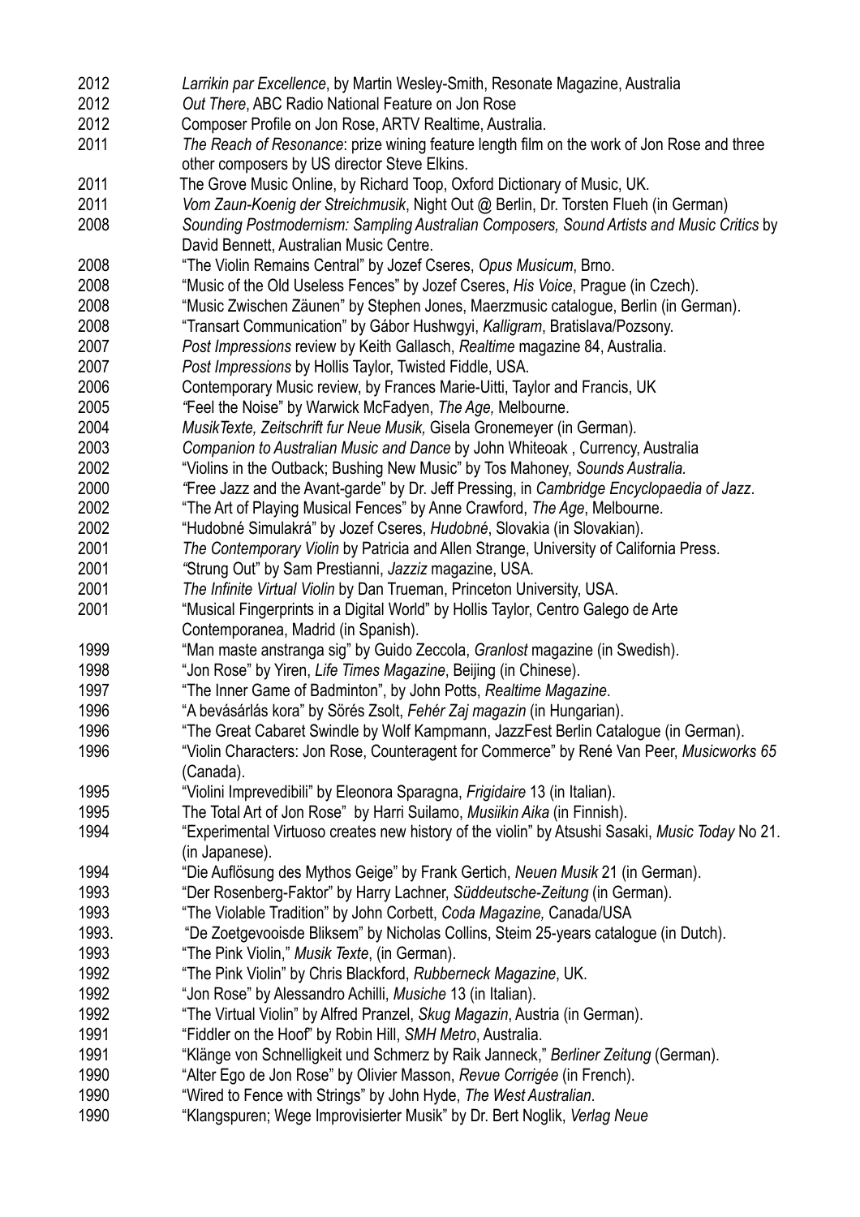2012 *Larrikin par Excellence*, by Martin Wesley-Smith, Resonate Magazine, Australia
2012 *Out There*, ABC Radio National Feature on Jon Rose
2012 Composer Profile on Jon Rose, ARTV Realtime, Australia.
2011 *The Reach of Resonance*: prize wining feature length film on the work of Jon Rose and three other composers by US director Steve Elkins.
2011 The Grove Music Online, by Richard Toop, Oxford Dictionary of Music, UK.
2011 *Vom Zaun-Koenig der Streichmusik*, Night Out @ Berlin, Dr. Torsten Flueh (in German)
2008 *Sounding Postmodernism: Sampling Australian Composers, Sound Artists and Music Critics* by David Bennett, Australian Music Centre.
2008 "The Violin Remains Central" by Jozef Cseres, *Opus Musicum*, Brno.
2008 "Music of the Old Useless Fences" by Jozef Cseres, *His Voice*, Prague (in Czech).
2008 "Music Zwischen Zäunen" by Stephen Jones, Maerzmusic catalogue, Berlin (in German).
2008 "Transart Communication" by Gábor Hushwgyi, *Kalligram*, Bratislava/Pozsony.
2007 *Post Impressions* review by Keith Gallasch, *Realtime* magazine 84, Australia.
2007 *Post Impressions* by Hollis Taylor, Twisted Fiddle, USA.
2006 Contemporary Music review, by Frances Marie-Uitti, Taylor and Francis, UK
2005 *"*Feel the Noise" by Warwick McFadyen, *The Age,* Melbourne.
2004 *MusikTexte, Zeitschrift fur Neue Musik,* Gisela Gronemeyer (in German).
2003 *Companion to Australian Music and Dance* by John Whiteoak , Currency, Australia
2002 "Violins in the Outback; Bushing New Music" by Tos Mahoney, *Sounds Australia.*
2000 *"*Free Jazz and the Avant-garde" by Dr. Jeff Pressing, in *Cambridge Encyclopaedia of Jazz*.
2002 "The Art of Playing Musical Fences" by Anne Crawford, *The Age*, Melbourne.
2002 "Hudobné Simulakrá" by Jozef Cseres, *Hudobné*, Slovakia (in Slovakian).
2001 *The Contemporary Violin* by Patricia and Allen Strange, University of California Press.
2001 *"*Strung Out" by Sam Prestianni, *Jazziz* magazine, USA.
2001 *The Infinite Virtual Violin* by Dan Trueman, Princeton University, USA.
2001 "Musical Fingerprints in a Digital World" by Hollis Taylor, Centro Galego de Arte Contemporanea, Madrid (in Spanish).
1999 "Man maste anstranga sig" by Guido Zeccola, *Granlost* magazine (in Swedish).
1998 "Jon Rose" by Yiren, *Life Times Magazine*, Beijing (in Chinese).
1997 "The Inner Game of Badminton", by John Potts, *Realtime Magazine*.
1996 "A bevásárlás kora" by Sörés Zsolt, *Fehér Zaj magazin* (in Hungarian).
1996 "The Great Cabaret Swindle by Wolf Kampmann, JazzFest Berlin Catalogue (in German).
1996 "Violin Characters: Jon Rose, Counteragent for Commerce" by René Van Peer, *Musicworks 65* (Canada).
1995 "Violini Imprevedibili" by Eleonora Sparagna, *Frigidaire* 13 (in Italian).
1995 The Total Art of Jon Rose" by Harri Suilamo, *Musiikin Aika* (in Finnish).
1994 "Experimental Virtuoso creates new history of the violin" by Atsushi Sasaki, *Music Today* No 21. (in Japanese).
1994 "Die Auflösung des Mythos Geige" by Frank Gertich, *Neuen Musik* 21 (in German).
1993 "Der Rosenberg-Faktor" by Harry Lachner, *Süddeutsche-Zeitung* (in German).
1993 "The Violable Tradition" by John Corbett, *Coda Magazine,* Canada/USA
1993. "De Zoetgevooisde Bliksem" by Nicholas Collins, Steim 25-years catalogue (in Dutch).
1993 "The Pink Violin," *Musik Texte*, (in German).
1992 "The Pink Violin" by Chris Blackford, *Rubberneck Magazine*, UK.
1992 "Jon Rose" by Alessandro Achilli, *Musiche* 13 (in Italian).
1992 "The Virtual Violin" by Alfred Pranzel, *Skug Magazin*, Austria (in German).
1991 "Fiddler on the Hoof" by Robin Hill, *SMH Metro*, Australia.
1991 "Klänge von Schnelligkeit und Schmerz by Raik Janneck," *Berliner Zeitung* (German).
1990 "Alter Ego de Jon Rose" by Olivier Masson, *Revue Corrigée* (in French).
1990 "Wired to Fence with Strings" by John Hyde, *The West Australian*.
1990 "Klangspuren; Wege Improvisierter Musik" by Dr. Bert Noglik, *Verlag Neue*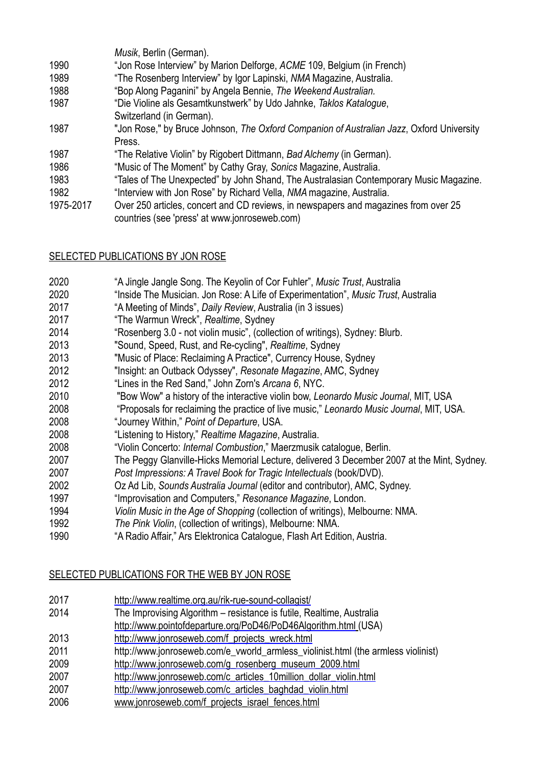*Musik*, Berlin (German).

1990 "Jon Rose Interview" by Marion Delforge, *ACME* 109, Belgium (in French)

1989 "The Rosenberg Interview" by Igor Lapinski, *NMA* Magazine, Australia.

1988 "Bop Along Paganini" by Angela Bennie, *The Weekend Australian.*

1987 "Die Violine als Gesamtkunstwerk" by Udo Jahnke, *Taklos Katalogue*, Switzerland (in German).

1987 "Jon Rose," by Bruce Johnson, *The Oxford Companion of Australian Jazz*, Oxford University Press.

1987 "The Relative Violin" by Rigobert Dittmann, *Bad Alchemy* (in German).

1986 "Music of The Moment" by Cathy Gray, *Sonics* Magazine, Australia.

1983 "Tales of The Unexpected" by John Shand, The Australasian Contemporary Music Magazine.

1982 "Interview with Jon Rose" by Richard Vella, *NMA* magazine, Australia.

1975-2017 Over 250 articles, concert and CD reviews, in newspapers and magazines from over 25 countries (see 'press' at www.jonroseweb.com)

## SELECTED PUBLICATIONS BY JON ROSE

2020 "A Jingle Jangle Song. The Keyolin of Cor Fuhler", *Music Trust*, Australia

2020 "Inside The Musician. Jon Rose: A Life of Experimentation", *Music Trust*, Australia

2017 "A Meeting of Minds", *Daily Review*, Australia (in 3 issues)

2017 "The Warmun Wreck", *Realtime*, Sydney

2014 "Rosenberg 3.0 - not violin music", (collection of writings), Sydney: Blurb.

2013 "Sound, Speed, Rust, and Re-cycling", *Realtime*, Sydney

2013 "Music of Place: Reclaiming A Practice", Currency House, Sydney

2012 "Insight: an Outback Odyssey", *Resonate Magazine*, AMC, Sydney

2012 "Lines in the Red Sand," John Zorn's *Arcana 6*, NYC.

2010 "Bow Wow" a history of the interactive violin bow, *Leonardo Music Journal*, MIT, USA

2008 "Proposals for reclaiming the practice of live music," *Leonardo Music Journal*, MIT, USA.

2008 "Journey Within," *Point of Departure*, USA.

2008 "Listening to History," *Realtime Magazine*, Australia.

2008 "Violin Concerto: *Internal Combustion*," Maerzmusik catalogue, Berlin.

2007 The Peggy Glanville-Hicks Memorial Lecture, delivered 3 December 2007 at the Mint, Sydney.

2007 *Post Impressions: A Travel Book for Tragic Intellectuals* (book/DVD).

2002 Oz Ad Lib, *Sounds Australia Journal* (editor and contributor), AMC, Sydney.

1997 "Improvisation and Computers," *Resonance Magazine*, London.

1994 *Violin Music in the Age of Shopping* (collection of writings), Melbourne: NMA.

1992 *The Pink Violin*, (collection of writings), Melbourne: NMA.

1990 "A Radio Affair," Ars Elektronica Catalogue, Flash Art Edition, Austria.

## SELECTED PUBLICATIONS FOR THE WEB BY JON ROSE

2017 http://www.realtime.org.au/rik-rue-sound-collagist/

2014 The Improvising Algorithm – resistance is futile, Realtime, Australia
http://www.pointofdeparture.org/PoD46/PoD46Algorithm.html (USA)

2013 http://www.jonroseweb.com/f_projects_wreck.html

2011 http://www.jonroseweb.com/e_vworld_armless_violinist.html (the armless violinist)

2009 http://www.jonroseweb.com/g_rosenberg_museum_2009.html

2007 http://www.jonroseweb.com/c_articles_10million_dollar_violin.html

2007 http://www.jonroseweb.com/c_articles_baghdad_violin.html

2006 www.jonroseweb.com/f_projects_israel_fences.html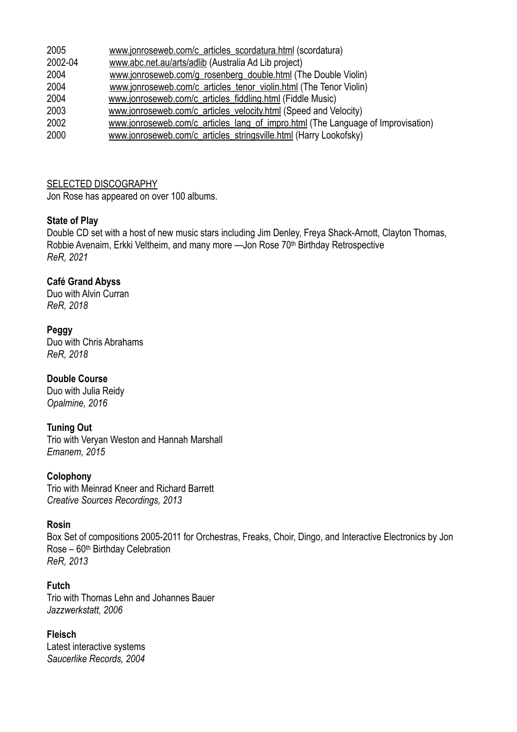2005 www.jonroseweb.com/c_articles_scordatura.html (scordatura)
2002-04 www.abc.net.au/arts/adlib (Australia Ad Lib project)
2004 www.jonroseweb.com/g_rosenberg_double.html (The Double Violin)
2004 www.jonroseweb.com/c_articles_tenor_violin.html (The Tenor Violin)
2004 www.jonroseweb.com/c_articles_fiddling.html (Fiddle Music)
2003 www.jonroseweb.com/c_articles_velocity.html (Speed and Velocity)
2002 www.jonroseweb.com/c_articles_lang_of_impro.html (The Language of Improvisation)
2000 www.jonroseweb.com/c_articles_stringsville.html (Harry Lookofsky)

SELECTED DISCOGRAPHY

Jon Rose has appeared on over 100 albums.

**State of Play**
Double CD set with a host of new music stars including Jim Denley, Freya Shack-Arnott, Clayton Thomas, Robbie Avenaim, Erkki Veltheim, and many more —Jon Rose 70th Birthday Retrospective
*ReR, 2021*

**Café Grand Abyss**
Duo with Alvin Curran
*ReR, 2018*

**Peggy**
Duo with Chris Abrahams
*ReR, 2018*

**Double Course**
Duo with Julia Reidy
*Opalmine, 2016*

**Tuning Out**
Trio with Veryan Weston and Hannah Marshall
*Emanem, 2015*

**Colophony**
Trio with Meinrad Kneer and Richard Barrett
*Creative Sources Recordings, 2013*

**Rosin**
Box Set of compositions 2005-2011 for Orchestras, Freaks, Choir, Dingo, and Interactive Electronics by Jon Rose – 60th Birthday Celebration
*ReR, 2013*

**Futch**
Trio with Thomas Lehn and Johannes Bauer
*Jazzwerkstatt, 2006*

**Fleisch**
Latest interactive systems
*Saucerlike Records, 2004*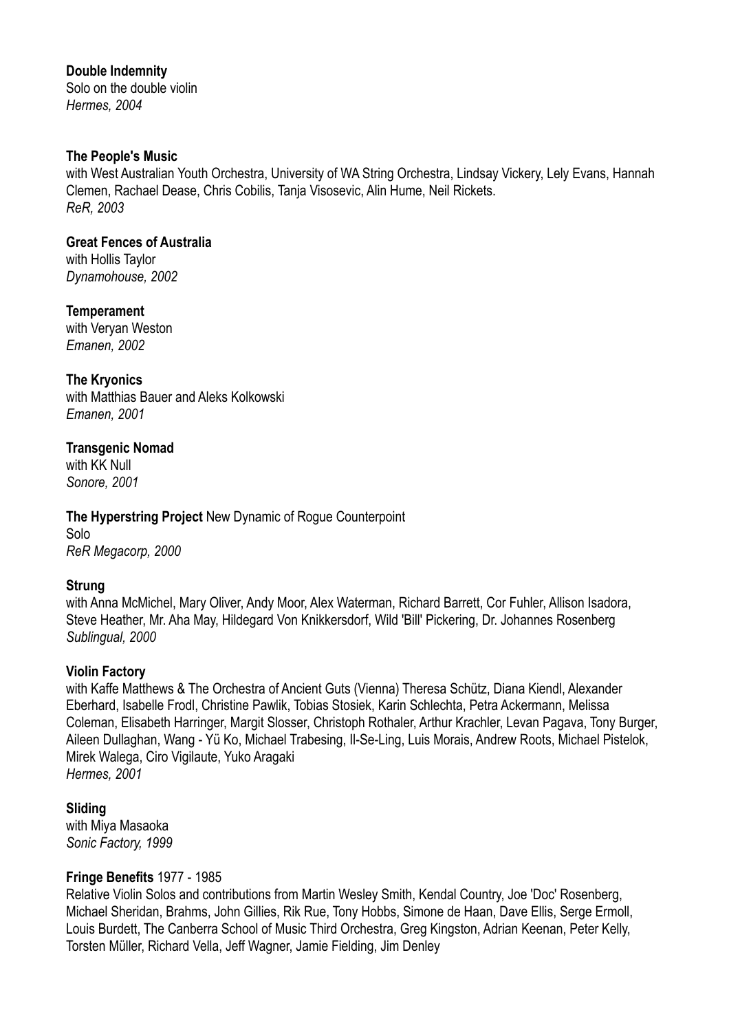**Double Indemnity**
Solo on the double violin
*Hermes, 2004*

**The People's Music**
with West Australian Youth Orchestra, University of WA String Orchestra, Lindsay Vickery, Lely Evans, Hannah Clemen, Rachael Dease, Chris Cobilis, Tanja Visosevic, Alin Hume, Neil Rickets.
*ReR, 2003*

**Great Fences of Australia**
with Hollis Taylor
*Dynamohouse, 2002*

**Temperament**
with Veryan Weston
*Emanen, 2002*

**The Kryonics**
with Matthias Bauer and Aleks Kolkowski
*Emanen, 2001*

**Transgenic Nomad**
with KK Null
*Sonore, 2001*

**The Hyperstring Project** New Dynamic of Rogue Counterpoint
Solo
*ReR Megacorp, 2000*

**Strung**
with Anna McMichel, Mary Oliver, Andy Moor, Alex Waterman, Richard Barrett, Cor Fuhler, Allison Isadora, Steve Heather, Mr. Aha May, Hildegard Von Knikkersdorf, Wild 'Bill' Pickering, Dr. Johannes Rosenberg
*Sublingual, 2000*

**Violin Factory**
with Kaffe Matthews & The Orchestra of Ancient Guts (Vienna) Theresa Schütz, Diana Kiendl, Alexander Eberhard, Isabelle Frodl, Christine Pawlik, Tobias Stosiek, Karin Schlechta, Petra Ackermann, Melissa Coleman, Elisabeth Harringer, Margit Slosser, Christoph Rothaler, Arthur Krachler, Levan Pagava, Tony Burger, Aileen Dullaghan, Wang - Yü Ko, Michael Trabesing, Il-Se-Ling, Luis Morais, Andrew Roots, Michael Pistelok, Mirek Walega, Ciro Vigilaute, Yuko Aragaki
*Hermes, 2001*

**Sliding**
with Miya Masaoka
*Sonic Factory, 1999*

**Fringe Benefits** 1977 - 1985
Relative Violin Solos and contributions from Martin Wesley Smith, Kendal Country, Joe 'Doc' Rosenberg, Michael Sheridan, Brahms, John Gillies, Rik Rue, Tony Hobbs, Simone de Haan, Dave Ellis, Serge Ermoll, Louis Burdett, The Canberra School of Music Third Orchestra, Greg Kingston, Adrian Keenan, Peter Kelly, Torsten Müller, Richard Vella, Jeff Wagner, Jamie Fielding, Jim Denley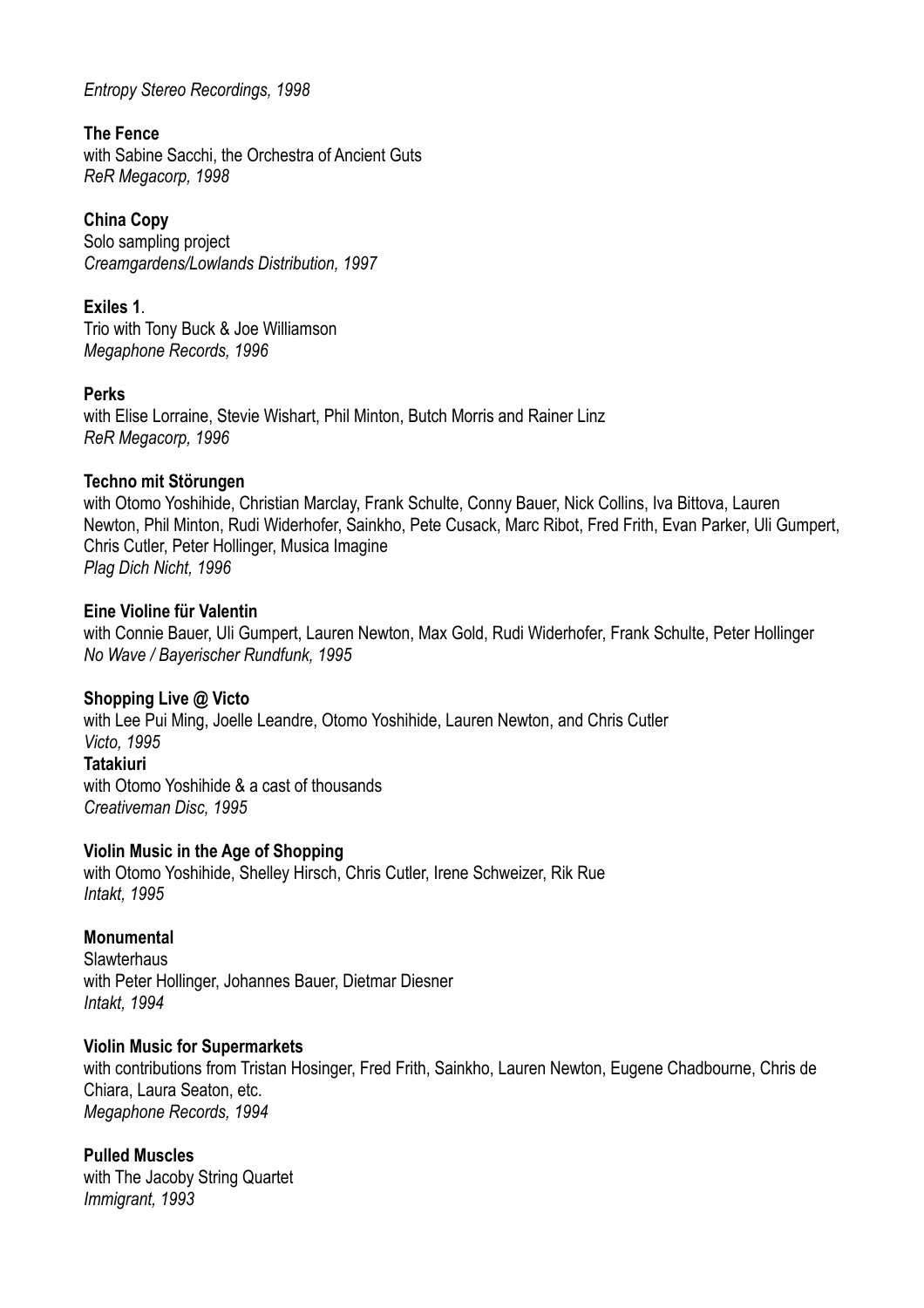*Entropy Stereo Recordings, 1998*

**The Fence**
with Sabine Sacchi, the Orchestra of Ancient Guts
*ReR Megacorp, 1998*

**China Copy**
Solo sampling project
*Creamgardens/Lowlands Distribution, 1997*

**Exiles 1**.
Trio with Tony Buck & Joe Williamson
*Megaphone Records, 1996*

**Perks**
with Elise Lorraine, Stevie Wishart, Phil Minton, Butch Morris and Rainer Linz
*ReR Megacorp, 1996*

**Techno mit Störungen**
with Otomo Yoshihide, Christian Marclay, Frank Schulte, Conny Bauer, Nick Collins, Iva Bittova, Lauren Newton, Phil Minton, Rudi Widerhofer, Sainkho, Pete Cusack, Marc Ribot, Fred Frith, Evan Parker, Uli Gumpert, Chris Cutler, Peter Hollinger, Musica Imagine
*Plag Dich Nicht, 1996*

**Eine Violine für Valentin**
with Connie Bauer, Uli Gumpert, Lauren Newton, Max Gold, Rudi Widerhofer, Frank Schulte, Peter Hollinger
*No Wave / Bayerischer Rundfunk, 1995*

**Shopping Live @ Victo**
with Lee Pui Ming, Joelle Leandre, Otomo Yoshihide, Lauren Newton, and Chris Cutler
*Victo, 1995*

**Tatakiuri**
with Otomo Yoshihide & a cast of thousands
*Creativeman Disc, 1995*

**Violin Music in the Age of Shopping**
with Otomo Yoshihide, Shelley Hirsch, Chris Cutler, Irene Schweizer, Rik Rue
*Intakt, 1995*

**Monumental**
Slawterhaus
with Peter Hollinger, Johannes Bauer, Dietmar Diesner
*Intakt, 1994*

**Violin Music for Supermarkets**
with contributions from Tristan Hosinger, Fred Frith, Sainkho, Lauren Newton, Eugene Chadbourne, Chris de Chiara, Laura Seaton, etc.
*Megaphone Records, 1994*

**Pulled Muscles**
with The Jacoby String Quartet
*Immigrant, 1993*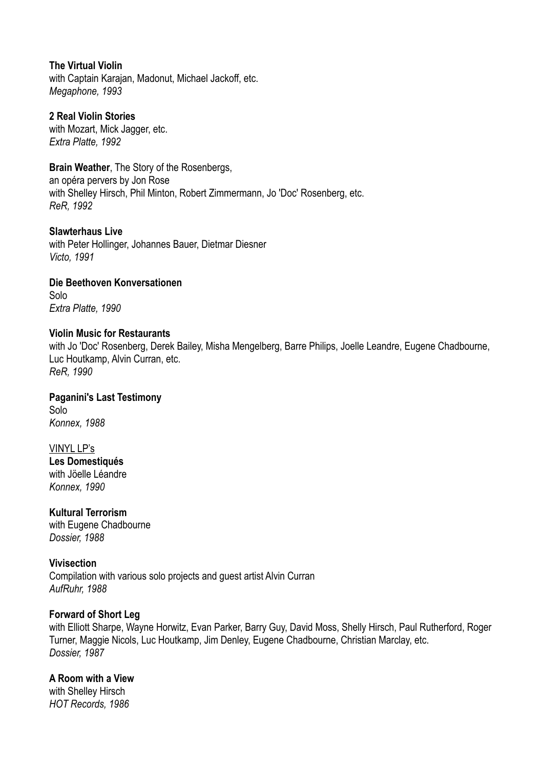**The Virtual Violin**
with Captain Karajan, Madonut, Michael Jackoff, etc.
*Megaphone, 1993*

**2 Real Violin Stories**
with Mozart, Mick Jagger, etc.
*Extra Platte, 1992*

**Brain Weather**, The Story of the Rosenbergs,
an opéra pervers by Jon Rose
with Shelley Hirsch, Phil Minton, Robert Zimmermann, Jo 'Doc' Rosenberg, etc.
*ReR, 1992*

**Slawterhaus Live**
with Peter Hollinger, Johannes Bauer, Dietmar Diesner
*Victo, 1991*

**Die Beethoven Konversationen**
Solo
*Extra Platte, 1990*

**Violin Music for Restaurants**
with Jo 'Doc' Rosenberg, Derek Bailey, Misha Mengelberg, Barre Philips, Joelle Leandre, Eugene Chadbourne, Luc Houtkamp, Alvin Curran, etc.
*ReR, 1990*

**Paganini's Last Testimony**
Solo
*Konnex, 1988*

<u>VINYL LP's</u>

**Les Domestiqués**
with Jöelle Léandre
*Konnex, 1990*

**Kultural Terrorism**
with Eugene Chadbourne
*Dossier, 1988*

**Vivisection**
Compilation with various solo projects and guest artist Alvin Curran
*AufRuhr, 1988*

**Forward of Short Leg**
with Elliott Sharpe, Wayne Horwitz, Evan Parker, Barry Guy, David Moss, Shelly Hirsch, Paul Rutherford, Roger Turner, Maggie Nicols, Luc Houtkamp, Jim Denley, Eugene Chadbourne, Christian Marclay, etc.
*Dossier, 1987*

**A Room with a View**
with Shelley Hirsch
*HOT Records, 1986*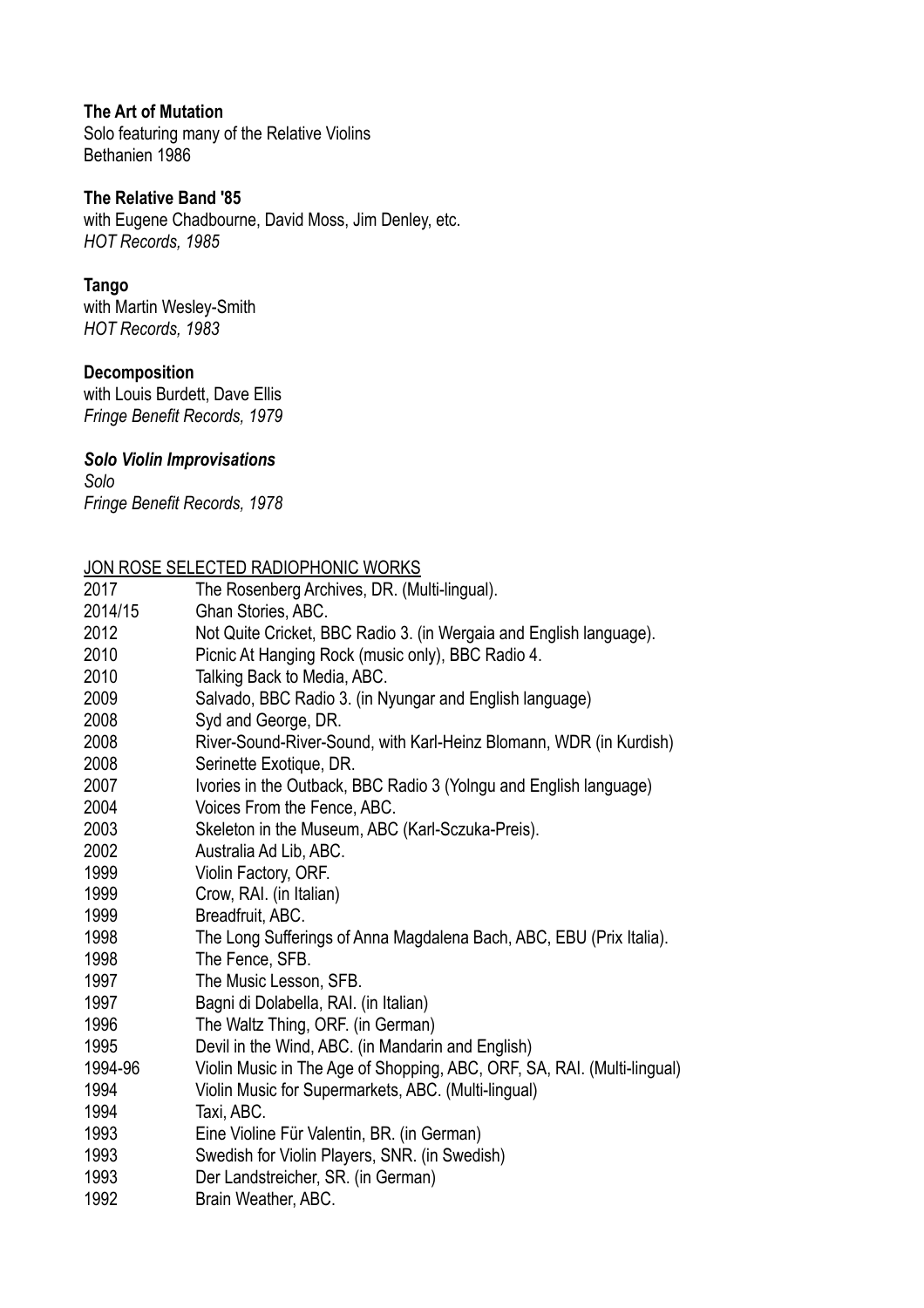**The Art of Mutation**
Solo featuring many of the Relative Violins
Bethanien 1986

**The Relative Band '85**
with Eugene Chadbourne, David Moss, Jim Denley, etc.
*HOT Records, 1985*

**Tango**
with Martin Wesley-Smith
*HOT Records, 1983*

**Decomposition**
with Louis Burdett, Dave Ellis
*Fringe Benefit Records, 1979*

***Solo Violin Improvisations***
*Solo*
*Fringe Benefit Records, 1978*

JON ROSE SELECTED RADIOPHONIC WORKS

| | |
|---|---|
| 2017 | The Rosenberg Archives, DR. (Multi-lingual). |
| 2014/15 | Ghan Stories, ABC. |
| 2012 | Not Quite Cricket, BBC Radio 3. (in Wergaia and English language). |
| 2010 | Picnic At Hanging Rock (music only), BBC Radio 4. |
| 2010 | Talking Back to Media, ABC. |
| 2009 | Salvado, BBC Radio 3. (in Nyungar and English language) |
| 2008 | Syd and George, DR. |
| 2008 | River-Sound-River-Sound, with Karl-Heinz Blomann, WDR (in Kurdish) |
| 2008 | Serinette Exotique, DR. |
| 2007 | Ivories in the Outback, BBC Radio 3 (Yolngu and English language) |
| 2004 | Voices From the Fence, ABC. |
| 2003 | Skeleton in the Museum, ABC (Karl-Sczuka-Preis). |
| 2002 | Australia Ad Lib, ABC. |
| 1999 | Violin Factory, ORF. |
| 1999 | Crow, RAI. (in Italian) |
| 1999 | Breadfruit, ABC. |
| 1998 | The Long Sufferings of Anna Magdalena Bach, ABC, EBU (Prix Italia). |
| 1998 | The Fence, SFB. |
| 1997 | The Music Lesson, SFB. |
| 1997 | Bagni di Dolabella, RAI. (in Italian) |
| 1996 | The Waltz Thing, ORF. (in German) |
| 1995 | Devil in the Wind, ABC. (in Mandarin and English) |
| 1994-96 | Violin Music in The Age of Shopping, ABC, ORF, SA, RAI. (Multi-lingual) |
| 1994 | Violin Music for Supermarkets, ABC. (Multi-lingual) |
| 1994 | Taxi, ABC. |
| 1993 | Eine Violine Für Valentin, BR. (in German) |
| 1993 | Swedish for Violin Players, SNR. (in Swedish) |
| 1993 | Der Landstreicher, SR. (in German) |
| 1992 | Brain Weather, ABC. |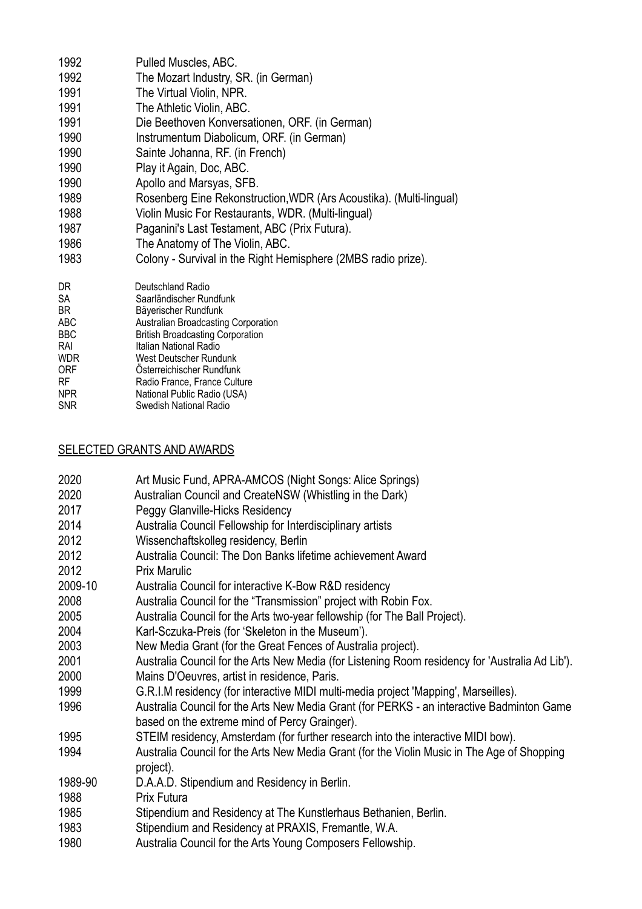| | |
|---|---|
| 1992 | Pulled Muscles, ABC. |
| 1992 | The Mozart Industry, SR. (in German) |
| 1991 | The Virtual Violin, NPR. |
| 1991 | The Athletic Violin, ABC. |
| 1991 | Die Beethoven Konversationen, ORF. (in German) |
| 1990 | Instrumentum Diabolicum, ORF. (in German) |
| 1990 | Sainte Johanna, RF. (in French) |
| 1990 | Play it Again, Doc, ABC. |
| 1990 | Apollo and Marsyas, SFB. |
| 1989 | Rosenberg Eine Rekonstruction,WDR (Ars Acoustika). (Multi-lingual) |
| 1988 | Violin Music For Restaurants, WDR. (Multi-lingual) |
| 1987 | Paganini's Last Testament, ABC (Prix Futura). |
| 1986 | The Anatomy of The Violin, ABC. |
| 1983 | Colony - Survival in the Right Hemisphere (2MBS radio prize). |

| | |
|---|---|
| DR | Deutschland Radio |
| SA | Saarländischer Rundfunk |
| BR | Bäyerischer Rundfunk |
| ABC | Australian Broadcasting Corporation |
| BBC | British Broadcasting Corporation |
| RAI | Italian National Radio |
| WDR | West Deutscher Rundunk |
| ORF | Österreichischer Rundfunk |
| RF | Radio France, France Culture |
| NPR | National Public Radio (USA) |
| SNR | Swedish National Radio |

## SELECTED GRANTS AND AWARDS

| | |
|---|---|
| 2020 | Art Music Fund, APRA-AMCOS (Night Songs: Alice Springs) |
| 2020 | Australian Council and CreateNSW (Whistling in the Dark) |
| 2017 | Peggy Glanville-Hicks Residency |
| 2014 | Australia Council Fellowship for Interdisciplinary artists |
| 2012 | Wissenchaftskolleg residency, Berlin |
| 2012 | Australia Council: The Don Banks lifetime achievement Award |
| 2012 | Prix Marulic |
| 2009-10 | Australia Council for interactive K-Bow R&D residency |
| 2008 | Australia Council for the “Transmission” project with Robin Fox. |
| 2005 | Australia Council for the Arts two-year fellowship (for The Ball Project). |
| 2004 | Karl-Sczuka-Preis (for ‘Skeleton in the Museum’). |
| 2003 | New Media Grant (for the Great Fences of Australia project). |
| 2001 | Australia Council for the Arts New Media (for Listening Room residency for 'Australia Ad Lib'). |
| 2000 | Mains D'Oeuvres, artist in residence, Paris. |
| 1999 | G.R.I.M residency (for interactive MIDI multi-media project 'Mapping', Marseilles). |
| 1996 | Australia Council for the Arts New Media Grant (for PERKS - an interactive Badminton Game based on the extreme mind of Percy Grainger). |
| 1995 | STEIM residency, Amsterdam (for further research into the interactive MIDI bow). |
| 1994 | Australia Council for the Arts New Media Grant (for the Violin Music in The Age of Shopping project). |
| 1989-90 | D.A.A.D. Stipendium and Residency in Berlin. |
| 1988 | Prix Futura |
| 1985 | Stipendium and Residency at The Kunstlerhaus Bethanien, Berlin. |
| 1983 | Stipendium and Residency at PRAXIS, Fremantle, W.A. |
| 1980 | Australia Council for the Arts Young Composers Fellowship. |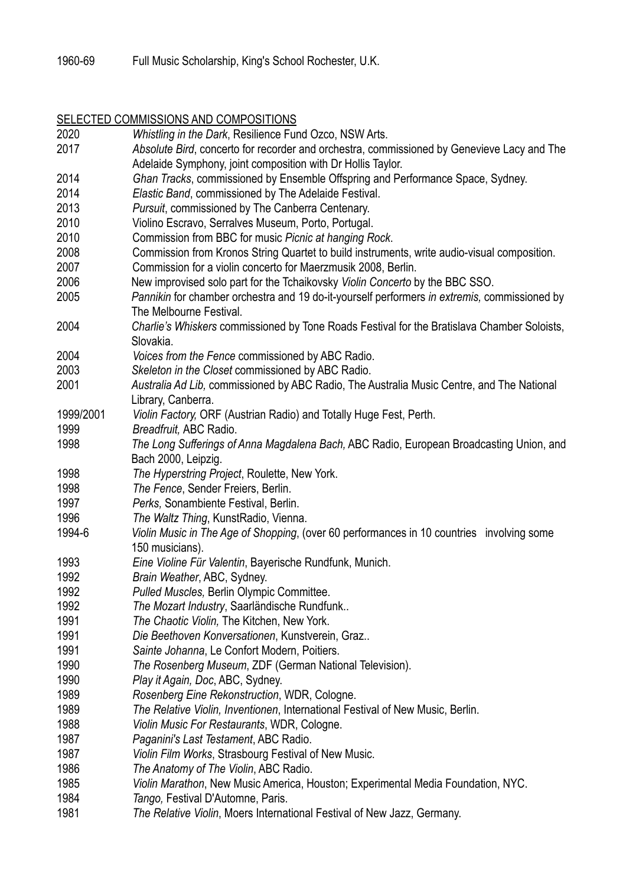1960-69 Full Music Scholarship, King's School Rochester, U.K.

SELECTED COMMISSIONS AND COMPOSITIONS

| | |
|---|---|
| 2020 | *Whistling in the Dark*, Resilience Fund Ozco, NSW Arts. |
| 2017 | *Absolute Bird*, concerto for recorder and orchestra, commissioned by Genevieve Lacy and The Adelaide Symphony, joint composition with Dr Hollis Taylor. |
| 2014 | *Ghan Tracks*, commissioned by Ensemble Offspring and Performance Space, Sydney. |
| 2014 | *Elastic Band*, commissioned by The Adelaide Festival. |
| 2013 | *Pursuit*, commissioned by The Canberra Centenary. |
| 2010 | Violino Escravo, Serralves Museum, Porto, Portugal. |
| 2010 | Commission from BBC for music *Picnic at hanging Rock*. |
| 2008 | Commission from Kronos String Quartet to build instruments, write audio-visual composition. |
| 2007 | Commission for a violin concerto for Maerzmusik 2008, Berlin. |
| 2006 | New improvised solo part for the Tchaikovsky *Violin Concerto* by the BBC SSO. |
| 2005 | *Pannikin* for chamber orchestra and 19 do-it-yourself performers *in extremis,* commissioned by The Melbourne Festival. |
| 2004 | *Charlie's Whiskers* commissioned by Tone Roads Festival for the Bratislava Chamber Soloists, Slovakia. |
| 2004 | *Voices from the Fence* commissioned by ABC Radio. |
| 2003 | *Skeleton in the Closet* commissioned by ABC Radio. |
| 2001 | *Australia Ad Lib,* commissioned by ABC Radio, The Australia Music Centre, and The National Library, Canberra. |
| 1999/2001 | *Violin Factory,* ORF (Austrian Radio) and Totally Huge Fest, Perth. |
| 1999 | *Breadfruit,* ABC Radio. |
| 1998 | *The Long Sufferings of Anna Magdalena Bach,* ABC Radio, European Broadcasting Union, and Bach 2000, Leipzig. |
| 1998 | *The Hyperstring Project*, Roulette, New York. |
| 1998 | *The Fence*, Sender Freiers, Berlin. |
| 1997 | *Perks,* Sonambiente Festival, Berlin. |
| 1996 | *The Waltz Thing*, KunstRadio, Vienna. |
| 1994-6 | *Violin Music in The Age of Shopping*, (over 60 performances in 10 countries involving some 150 musicians). |
| 1993 | *Eine Violine Für Valentin*, Bayerische Rundfunk, Munich. |
| 1992 | *Brain Weather*, ABC, Sydney. |
| 1992 | *Pulled Muscles,* Berlin Olympic Committee. |
| 1992 | *The Mozart Industry*, Saarländische Rundfunk.. |
| 1991 | *The Chaotic Violin,* The Kitchen, New York. |
| 1991 | *Die Beethoven Konversationen*, Kunstverein, Graz.. |
| 1991 | *Sainte Johanna*, Le Confort Modern, Poitiers. |
| 1990 | *The Rosenberg Museum*, ZDF (German National Television). |
| 1990 | *Play it Again, Doc*, ABC, Sydney. |
| 1989 | *Rosenberg Eine Rekonstruction*, WDR, Cologne. |
| 1989 | *The Relative Violin, Inventionen*, International Festival of New Music, Berlin. |
| 1988 | *Violin Music For Restaurants*, WDR, Cologne. |
| 1987 | *Paganini's Last Testament*, ABC Radio. |
| 1987 | *Violin Film Works*, Strasbourg Festival of New Music. |
| 1986 | *The Anatomy of The Violin*, ABC Radio. |
| 1985 | *Violin Marathon*, New Music America, Houston; Experimental Media Foundation, NYC. |
| 1984 | *Tango,* Festival D'Automne, Paris. |
| 1981 | *The Relative Violin*, Moers International Festival of New Jazz, Germany. |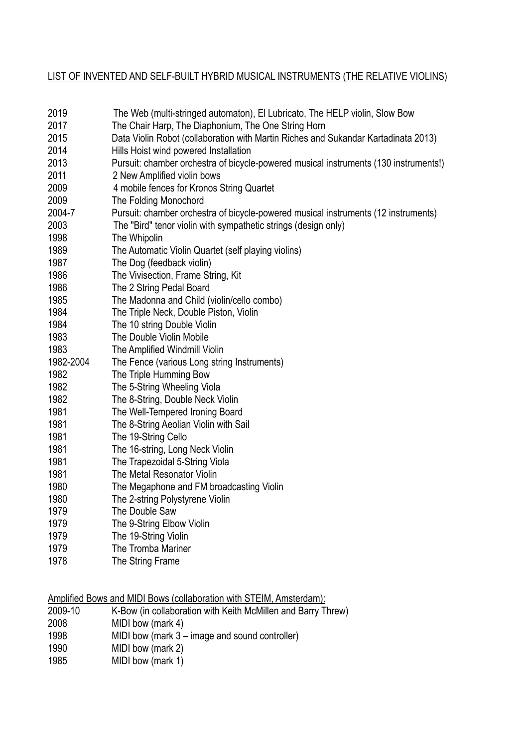LIST OF INVENTED AND SELF-BUILT HYBRID MUSICAL INSTRUMENTS (THE RELATIVE VIOLINS)

| | |
|---|---|
| 2019 | The Web (multi-stringed automaton), El Lubricato, The HELP violin, Slow Bow |
| 2017 | The Chair Harp, The Diaphonium, The One String Horn |
| 2015 | Data Violin Robot (collaboration with Martin Riches and Sukandar Kartadinata 2013) |
| 2014 | Hills Hoist wind powered Installation |
| 2013 | Pursuit: chamber orchestra of bicycle-powered musical instruments (130 instruments!) |
| 2011 | 2 New Amplified violin bows |
| 2009 | 4 mobile fences for Kronos String Quartet |
| 2009 | The Folding Monochord |
| 2004-7 | Pursuit: chamber orchestra of bicycle-powered musical instruments (12 instruments) |
| 2003 | The "Bird" tenor violin with sympathetic strings (design only) |
| 1998 | The Whipolin |
| 1989 | The Automatic Violin Quartet (self playing violins) |
| 1987 | The Dog (feedback violin) |
| 1986 | The Vivisection, Frame String, Kit |
| 1986 | The 2 String Pedal Board |
| 1985 | The Madonna and Child (violin/cello combo) |
| 1984 | The Triple Neck, Double Piston, Violin |
| 1984 | The 10 string Double Violin |
| 1983 | The Double Violin Mobile |
| 1983 | The Amplified Windmill Violin |
| 1982-2004 | The Fence (various Long string Instruments) |
| 1982 | The Triple Humming Bow |
| 1982 | The 5-String Wheeling Viola |
| 1982 | The 8-String, Double Neck Violin |
| 1981 | The Well-Tempered Ironing Board |
| 1981 | The 8-String Aeolian Violin with Sail |
| 1981 | The 19-String Cello |
| 1981 | The 16-string, Long Neck Violin |
| 1981 | The Trapezoidal 5-String Viola |
| 1981 | The Metal Resonator Violin |
| 1980 | The Megaphone and FM broadcasting Violin |
| 1980 | The 2-string Polystyrene Violin |
| 1979 | The Double Saw |
| 1979 | The 9-String Elbow Violin |
| 1979 | The 19-String Violin |
| 1979 | The Tromba Mariner |
| 1978 | The String Frame |

Amplified Bows and MIDI Bows (collaboration with STEIM, Amsterdam):

| | |
|---|---|
| 2009-10 | K-Bow (in collaboration with Keith McMillen and Barry Threw) |
| 2008 | MIDI bow (mark 4) |
| 1998 | MIDI bow (mark 3 – image and sound controller) |
| 1990 | MIDI bow (mark 2) |
| 1985 | MIDI bow (mark 1) |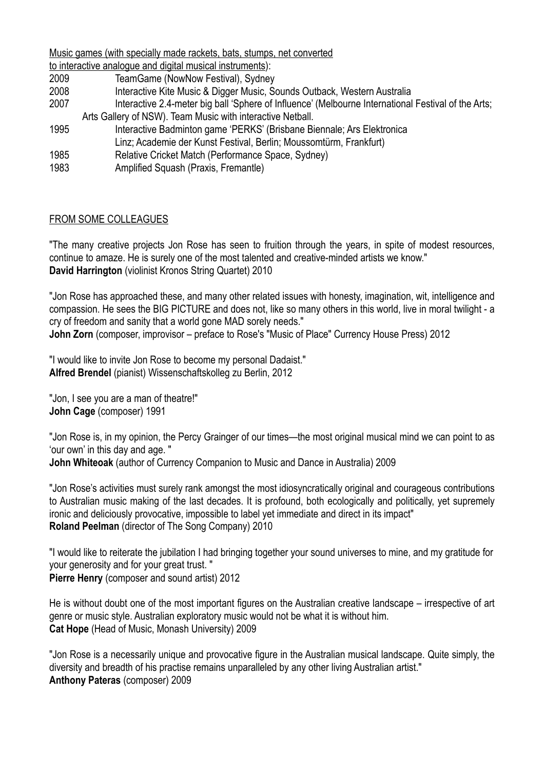<u>Music games (with specially made rackets, bats, stumps, net converted to interactive analogue and digital musical instruments)</u>:

| | |
|---|---|
| 2009 | TeamGame (NowNow Festival), Sydney |
| 2008 | Interactive Kite Music & Digger Music, Sounds Outback, Western Australia |
| 2007 | Interactive 2.4-meter big ball 'Sphere of Influence' (Melbourne International Festival of the Arts; Arts Gallery of NSW). Team Music with interactive Netball. |
| 1995 | Interactive Badminton game 'PERKS' (Brisbane Biennale; Ars Elektronica Linz; Academie der Kunst Festival, Berlin; Moussomtürm, Frankfurt) |
| 1985 | Relative Cricket Match (Performance Space, Sydney) |
| 1983 | Amplified Squash (Praxis, Fremantle) |

## <u>FROM SOME COLLEAGUES</u>

"The many creative projects Jon Rose has seen to fruition through the years, in spite of modest resources, continue to amaze. He is surely one of the most talented and creative-minded artists we know."
**David Harrington** (violinist Kronos String Quartet) 2010

"Jon Rose has approached these, and many other related issues with honesty, imagination, wit, intelligence and compassion. He sees the BIG PICTURE and does not, like so many others in this world, live in moral twilight - a cry of freedom and sanity that a world gone MAD sorely needs."
**John Zorn** (composer, improvisor – preface to Rose's "Music of Place" Currency House Press) 2012

"I would like to invite Jon Rose to become my personal Dadaist."
**Alfred Brendel** (pianist) Wissenschaftskolleg zu Berlin, 2012

"Jon, I see you are a man of theatre!"
**John Cage** (composer) 1991

"Jon Rose is, in my opinion, the Percy Grainger of our times—the most original musical mind we can point to as 'our own' in this day and age. "
**John Whiteoak** (author of Currency Companion to Music and Dance in Australia) 2009

"Jon Rose's activities must surely rank amongst the most idiosyncratically original and courageous contributions to Australian music making of the last decades. It is profound, both ecologically and politically, yet supremely ironic and deliciously provocative, impossible to label yet immediate and direct in its impact"
**Roland Peelman** (director of The Song Company) 2010

"I would like to reiterate the jubilation I had bringing together your sound universes to mine, and my gratitude for your generosity and for your great trust. "
**Pierre Henry** (composer and sound artist) 2012

He is without doubt one of the most important figures on the Australian creative landscape – irrespective of art genre or music style. Australian exploratory music would not be what it is without him.
**Cat Hope** (Head of Music, Monash University) 2009

"Jon Rose is a necessarily unique and provocative figure in the Australian musical landscape. Quite simply, the diversity and breadth of his practise remains unparalleled by any other living Australian artist."
**Anthony Pateras** (composer) 2009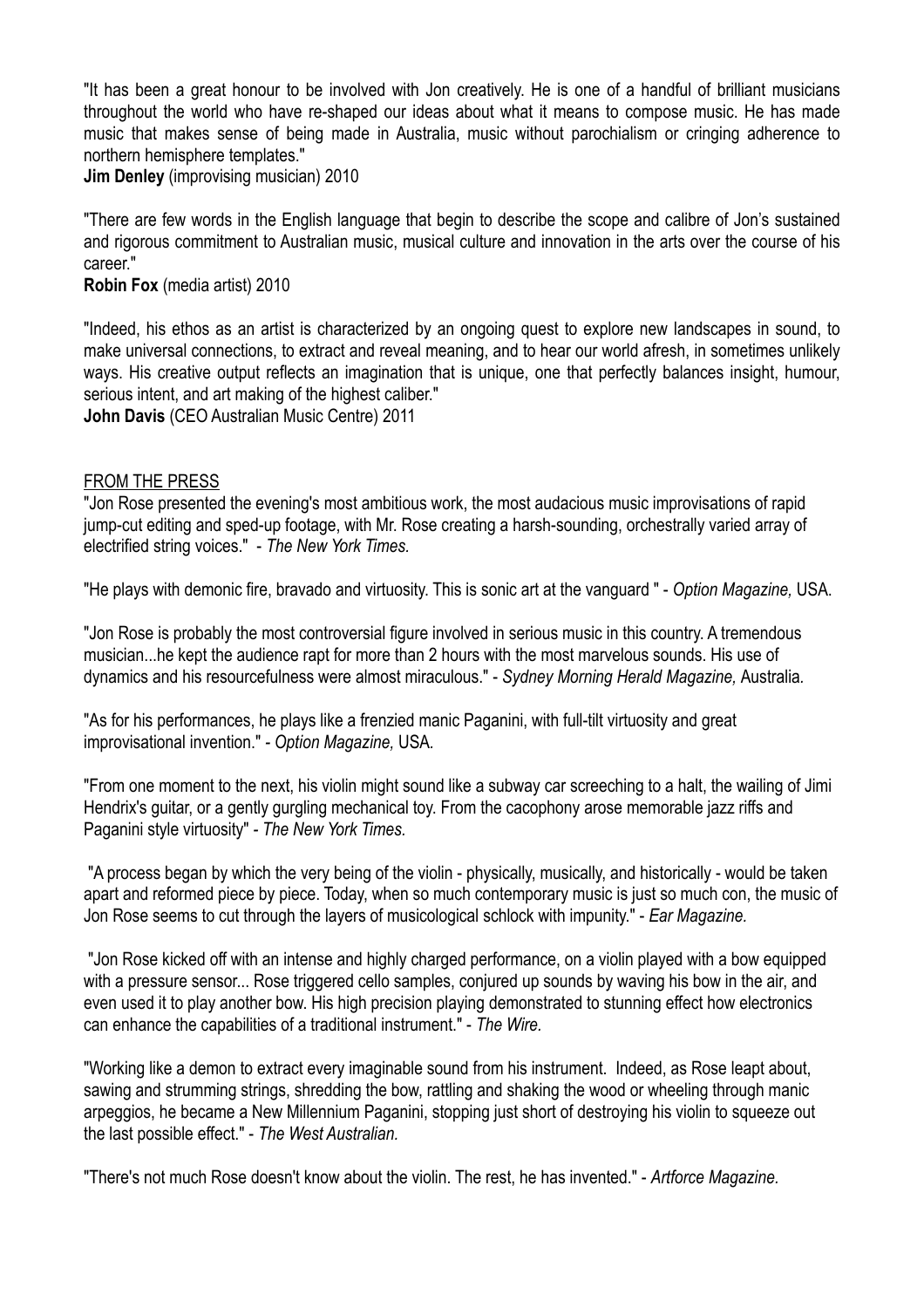"It has been a great honour to be involved with Jon creatively. He is one of a handful of brilliant musicians throughout the world who have re-shaped our ideas about what it means to compose music. He has made music that makes sense of being made in Australia, music without parochialism or cringing adherence to northern hemisphere templates."
**Jim Denley** (improvising musician) 2010

"There are few words in the English language that begin to describe the scope and calibre of Jon's sustained and rigorous commitment to Australian music, musical culture and innovation in the arts over the course of his career."
**Robin Fox** (media artist) 2010

"Indeed, his ethos as an artist is characterized by an ongoing quest to explore new landscapes in sound, to make universal connections, to extract and reveal meaning, and to hear our world afresh, in sometimes unlikely ways. His creative output reflects an imagination that is unique, one that perfectly balances insight, humour, serious intent, and art making of the highest caliber."
**John Davis** (CEO Australian Music Centre) 2011

FROM THE PRESS

"Jon Rose presented the evening's most ambitious work, the most audacious music improvisations of rapid jump-cut editing and sped-up footage, with Mr. Rose creating a harsh-sounding, orchestrally varied array of electrified string voices." - *The New York Times.*

"He plays with demonic fire, bravado and virtuosity. This is sonic art at the vanguard " - *Option Magazine,* USA.

"Jon Rose is probably the most controversial figure involved in serious music in this country. A tremendous musician...he kept the audience rapt for more than 2 hours with the most marvelous sounds. His use of dynamics and his resourcefulness were almost miraculous." - *Sydney Morning Herald Magazine,* Australia.

"As for his performances, he plays like a frenzied manic Paganini, with full-tilt virtuosity and great improvisational invention." - *Option Magazine,* USA.

"From one moment to the next, his violin might sound like a subway car screeching to a halt, the wailing of Jimi Hendrix's guitar, or a gently gurgling mechanical toy. From the cacophony arose memorable jazz riffs and Paganini style virtuosity" - *The New York Times.*

"A process began by which the very being of the violin - physically, musically, and historically - would be taken apart and reformed piece by piece. Today, when so much contemporary music is just so much con, the music of Jon Rose seems to cut through the layers of musicological schlock with impunity." - *Ear Magazine.*

"Jon Rose kicked off with an intense and highly charged performance, on a violin played with a bow equipped with a pressure sensor... Rose triggered cello samples, conjured up sounds by waving his bow in the air, and even used it to play another bow. His high precision playing demonstrated to stunning effect how electronics can enhance the capabilities of a traditional instrument." - *The Wire.*

"Working like a demon to extract every imaginable sound from his instrument. Indeed, as Rose leapt about, sawing and strumming strings, shredding the bow, rattling and shaking the wood or wheeling through manic arpeggios, he became a New Millennium Paganini, stopping just short of destroying his violin to squeeze out the last possible effect." - *The West Australian.*

"There's not much Rose doesn't know about the violin. The rest, he has invented." - *Artforce Magazine.*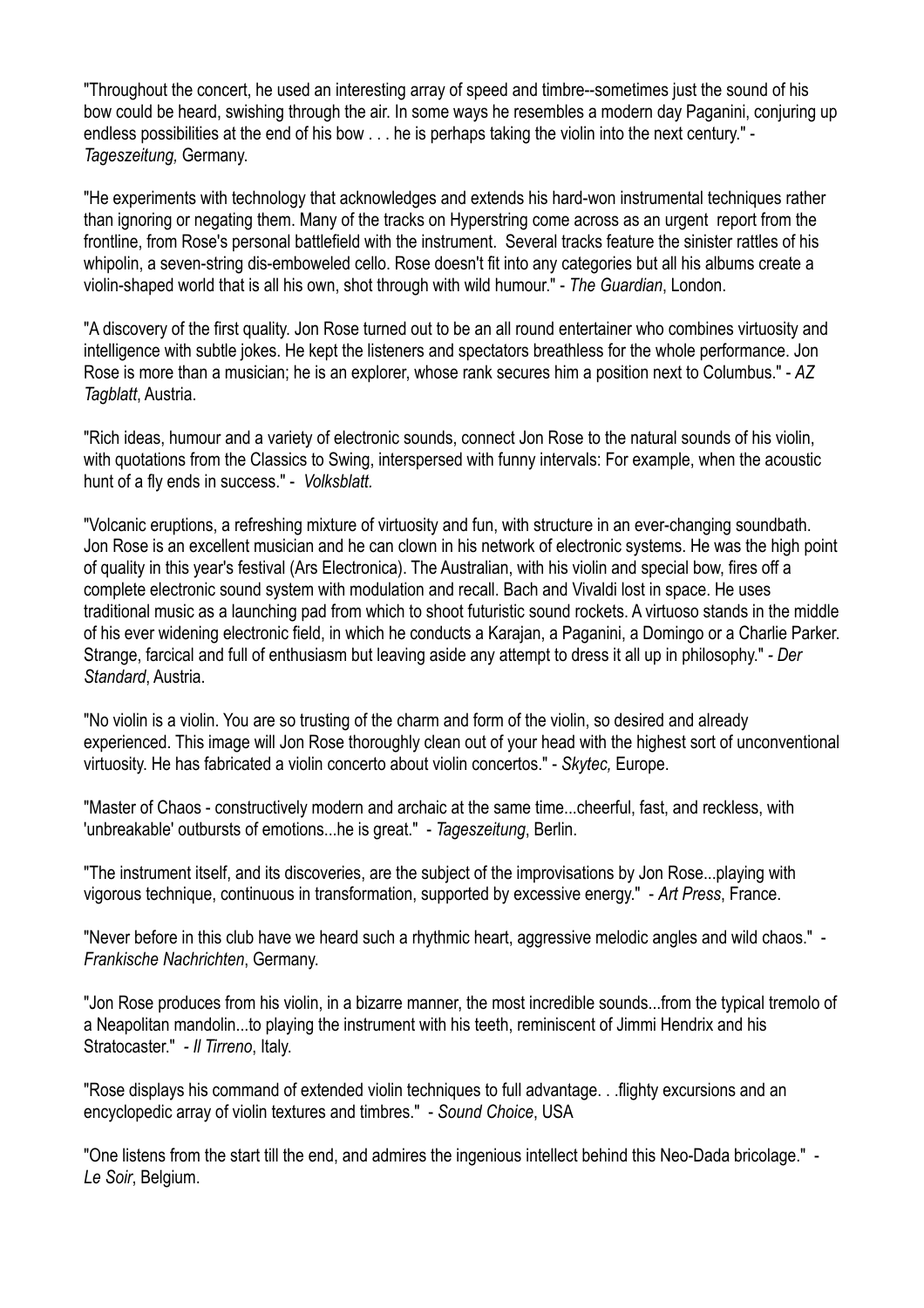"Throughout the concert, he used an interesting array of speed and timbre--sometimes just the sound of his bow could be heard, swishing through the air. In some ways he resembles a modern day Paganini, conjuring up endless possibilities at the end of his bow . . . he is perhaps taking the violin into the next century." - *Tageszeitung,* Germany.

"He experiments with technology that acknowledges and extends his hard-won instrumental techniques rather than ignoring or negating them. Many of the tracks on Hyperstring come across as an urgent report from the frontline, from Rose's personal battlefield with the instrument. Several tracks feature the sinister rattles of his whipolin, a seven-string dis-emboweled cello. Rose doesn't fit into any categories but all his albums create a violin-shaped world that is all his own, shot through with wild humour." - *The Guardian*, London.

"A discovery of the first quality. Jon Rose turned out to be an all round entertainer who combines virtuosity and intelligence with subtle jokes. He kept the listeners and spectators breathless for the whole performance. Jon Rose is more than a musician; he is an explorer, whose rank secures him a position next to Columbus." - *AZ Tagblatt*, Austria.

"Rich ideas, humour and a variety of electronic sounds, connect Jon Rose to the natural sounds of his violin, with quotations from the Classics to Swing, interspersed with funny intervals: For example, when the acoustic hunt of a fly ends in success." - *Volksblatt.*

"Volcanic eruptions, a refreshing mixture of virtuosity and fun, with structure in an ever-changing soundbath. Jon Rose is an excellent musician and he can clown in his network of electronic systems. He was the high point of quality in this year's festival (Ars Electronica). The Australian, with his violin and special bow, fires off a complete electronic sound system with modulation and recall. Bach and Vivaldi lost in space. He uses traditional music as a launching pad from which to shoot futuristic sound rockets. A virtuoso stands in the middle of his ever widening electronic field, in which he conducts a Karajan, a Paganini, a Domingo or a Charlie Parker. Strange, farcical and full of enthusiasm but leaving aside any attempt to dress it all up in philosophy." - *Der Standard*, Austria.

"No violin is a violin. You are so trusting of the charm and form of the violin, so desired and already experienced. This image will Jon Rose thoroughly clean out of your head with the highest sort of unconventional virtuosity. He has fabricated a violin concerto about violin concertos." - *Skytec,* Europe.

"Master of Chaos - constructively modern and archaic at the same time...cheerful, fast, and reckless, with 'unbreakable' outbursts of emotions...he is great." - *Tageszeitung*, Berlin.

"The instrument itself, and its discoveries, are the subject of the improvisations by Jon Rose...playing with vigorous technique, continuous in transformation, supported by excessive energy." - *Art Press*, France.

"Never before in this club have we heard such a rhythmic heart, aggressive melodic angles and wild chaos." - *Frankische Nachrichten*, Germany.

"Jon Rose produces from his violin, in a bizarre manner, the most incredible sounds...from the typical tremolo of a Neapolitan mandolin...to playing the instrument with his teeth, reminiscent of Jimmi Hendrix and his Stratocaster." - *Il Tirreno*, Italy.

"Rose displays his command of extended violin techniques to full advantage. . .flighty excursions and an encyclopedic array of violin textures and timbres." - *Sound Choice*, USA

"One listens from the start till the end, and admires the ingenious intellect behind this Neo-Dada bricolage." - *Le Soir*, Belgium.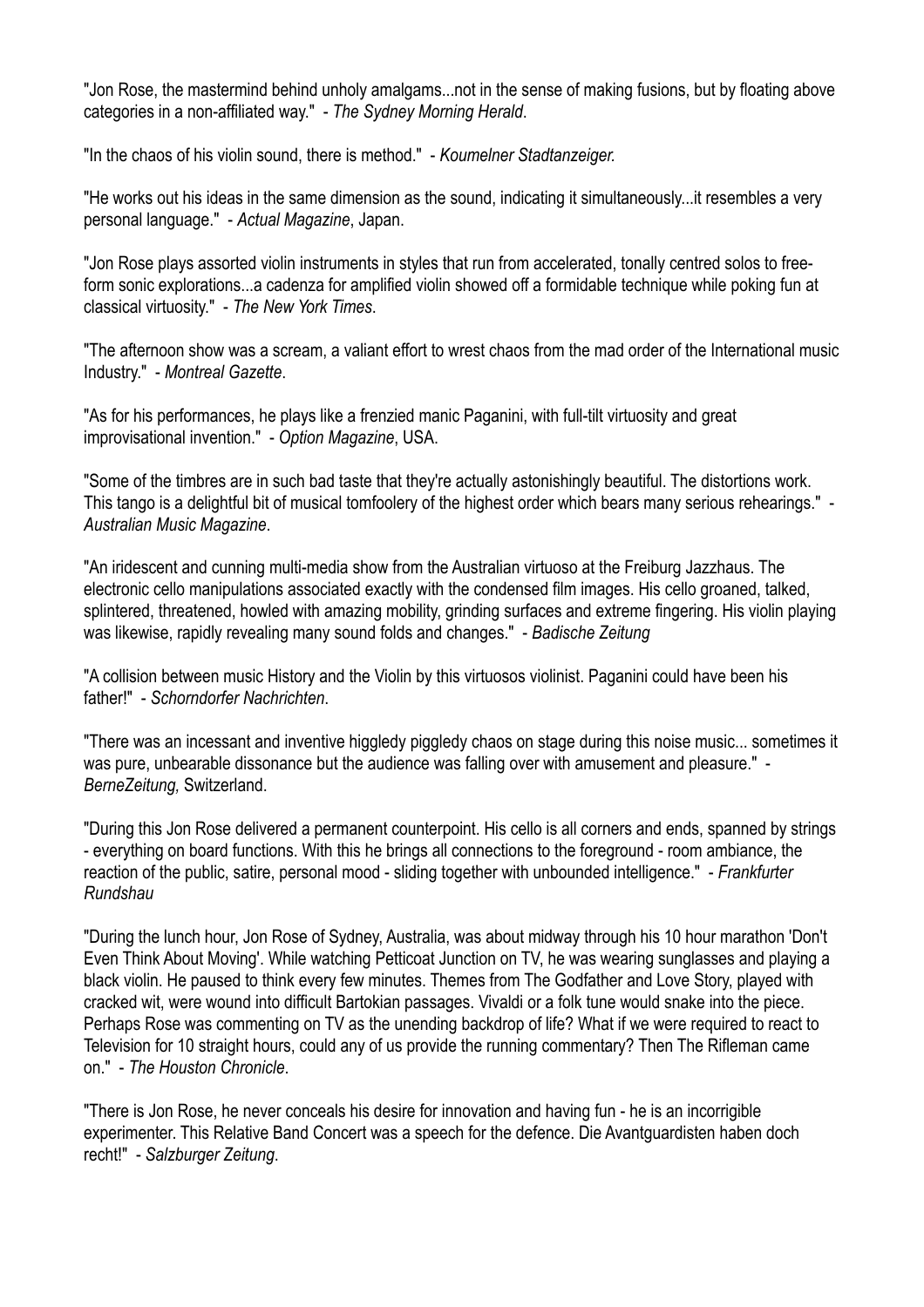"Jon Rose, the mastermind behind unholy amalgams...not in the sense of making fusions, but by floating above categories in a non-affiliated way." - *The Sydney Morning Herald*.

"In the chaos of his violin sound, there is method." - *Koumelner Stadtanzeiger.*

"He works out his ideas in the same dimension as the sound, indicating it simultaneously...it resembles a very personal language." - *Actual Magazine*, Japan.

"Jon Rose plays assorted violin instruments in styles that run from accelerated, tonally centred solos to free-form sonic explorations...a cadenza for amplified violin showed off a formidable technique while poking fun at classical virtuosity." - *The New York Times*.

"The afternoon show was a scream, a valiant effort to wrest chaos from the mad order of the International music Industry." - *Montreal Gazette*.

"As for his performances, he plays like a frenzied manic Paganini, with full-tilt virtuosity and great improvisational invention." - *Option Magazine*, USA.

"Some of the timbres are in such bad taste that they're actually astonishingly beautiful. The distortions work. This tango is a delightful bit of musical tomfoolery of the highest order which bears many serious rehearings." - *Australian Music Magazine*.

"An iridescent and cunning multi-media show from the Australian virtuoso at the Freiburg Jazzhaus. The electronic cello manipulations associated exactly with the condensed film images. His cello groaned, talked, splintered, threatened, howled with amazing mobility, grinding surfaces and extreme fingering. His violin playing was likewise, rapidly revealing many sound folds and changes." - *Badische Zeitung*

"A collision between music History and the Violin by this virtuosos violinist. Paganini could have been his father!" - *Schorndorfer Nachrichten*.

"There was an incessant and inventive higgledy piggledy chaos on stage during this noise music... sometimes it was pure, unbearable dissonance but the audience was falling over with amusement and pleasure." - *BerneZeitung,* Switzerland.

"During this Jon Rose delivered a permanent counterpoint. His cello is all corners and ends, spanned by strings - everything on board functions. With this he brings all connections to the foreground - room ambiance, the reaction of the public, satire, personal mood - sliding together with unbounded intelligence." - *Frankfurter Rundshau*

"During the lunch hour, Jon Rose of Sydney, Australia, was about midway through his 10 hour marathon 'Don't Even Think About Moving'. While watching Petticoat Junction on TV, he was wearing sunglasses and playing a black violin. He paused to think every few minutes. Themes from The Godfather and Love Story, played with cracked wit, were wound into difficult Bartokian passages. Vivaldi or a folk tune would snake into the piece. Perhaps Rose was commenting on TV as the unending backdrop of life? What if we were required to react to Television for 10 straight hours, could any of us provide the running commentary? Then The Rifleman came on." - *The Houston Chronicle*.

"There is Jon Rose, he never conceals his desire for innovation and having fun - he is an incorrigible experimenter. This Relative Band Concert was a speech for the defence. Die Avantguardisten haben doch recht!" - *Salzburger Zeitung*.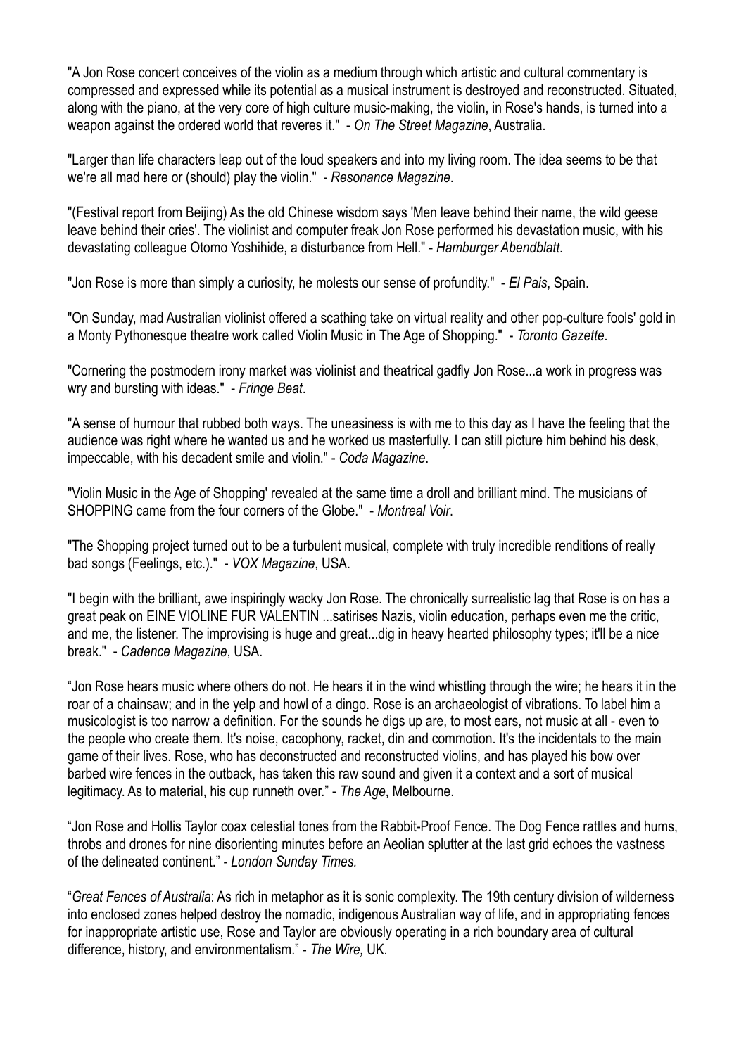"A Jon Rose concert conceives of the violin as a medium through which artistic and cultural commentary is compressed and expressed while its potential as a musical instrument is destroyed and reconstructed. Situated, along with the piano, at the very core of high culture music-making, the violin, in Rose's hands, is turned into a weapon against the ordered world that reveres it." - *On The Street Magazine*, Australia.

"Larger than life characters leap out of the loud speakers and into my living room. The idea seems to be that we're all mad here or (should) play the violin." - *Resonance Magazine*.

"(Festival report from Beijing) As the old Chinese wisdom says 'Men leave behind their name, the wild geese leave behind their cries'. The violinist and computer freak Jon Rose performed his devastation music, with his devastating colleague Otomo Yoshihide, a disturbance from Hell." - *Hamburger Abendblatt*.

"Jon Rose is more than simply a curiosity, he molests our sense of profundity." - *El Pais*, Spain.

"On Sunday, mad Australian violinist offered a scathing take on virtual reality and other pop-culture fools' gold in a Monty Pythonesque theatre work called Violin Music in The Age of Shopping." - *Toronto Gazette*.

"Cornering the postmodern irony market was violinist and theatrical gadfly Jon Rose...a work in progress was wry and bursting with ideas." - *Fringe Beat*.

"A sense of humour that rubbed both ways. The uneasiness is with me to this day as I have the feeling that the audience was right where he wanted us and he worked us masterfully. I can still picture him behind his desk, impeccable, with his decadent smile and violin." - *Coda Magazine*.

"Violin Music in the Age of Shopping' revealed at the same time a droll and brilliant mind. The musicians of SHOPPING came from the four corners of the Globe." - *Montreal Voir*.

"The Shopping project turned out to be a turbulent musical, complete with truly incredible renditions of really bad songs (Feelings, etc.)." - *VOX Magazine*, USA.

"I begin with the brilliant, awe inspiringly wacky Jon Rose. The chronically surrealistic lag that Rose is on has a great peak on EINE VIOLINE FUR VALENTIN ...satirises Nazis, violin education, perhaps even me the critic, and me, the listener. The improvising is huge and great...dig in heavy hearted philosophy types; it'll be a nice break." - *Cadence Magazine*, USA.

"Jon Rose hears music where others do not. He hears it in the wind whistling through the wire; he hears it in the roar of a chainsaw; and in the yelp and howl of a dingo. Rose is an archaeologist of vibrations. To label him a musicologist is too narrow a definition. For the sounds he digs up are, to most ears, not music at all - even to the people who create them. It's noise, cacophony, racket, din and commotion. It's the incidentals to the main game of their lives. Rose, who has deconstructed and reconstructed violins, and has played his bow over barbed wire fences in the outback, has taken this raw sound and given it a context and a sort of musical legitimacy. As to material, his cup runneth over." - *The Age*, Melbourne.

"Jon Rose and Hollis Taylor coax celestial tones from the Rabbit-Proof Fence. The Dog Fence rattles and hums, throbs and drones for nine disorienting minutes before an Aeolian splutter at the last grid echoes the vastness of the delineated continent." - *London Sunday Times.*

"*Great Fences of Australia*: As rich in metaphor as it is sonic complexity. The 19th century division of wilderness into enclosed zones helped destroy the nomadic, indigenous Australian way of life, and in appropriating fences for inappropriate artistic use, Rose and Taylor are obviously operating in a rich boundary area of cultural difference, history, and environmentalism." - *The Wire,* UK.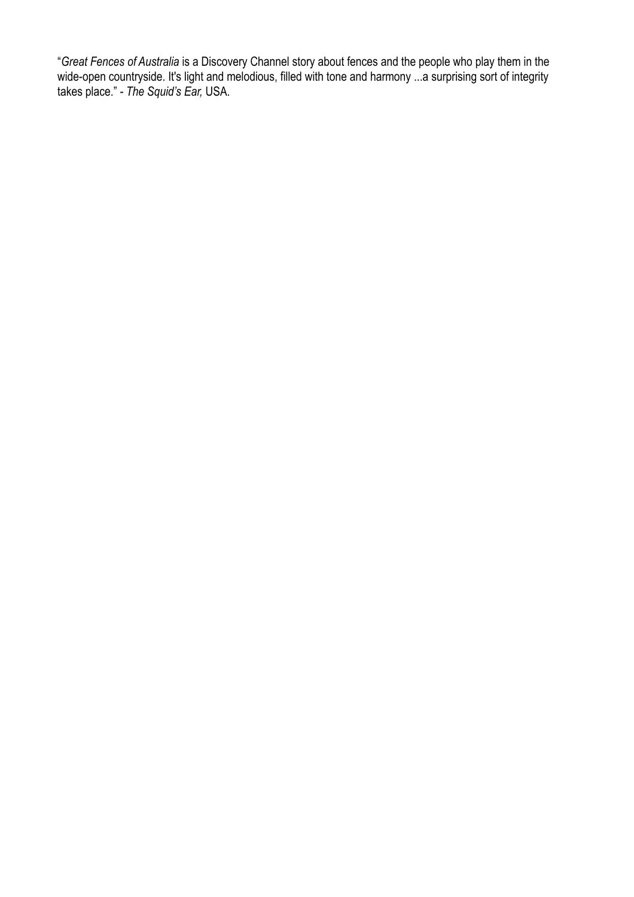"*Great Fences of Australia* is a Discovery Channel story about fences and the people who play them in the wide-open countryside. It's light and melodious, filled with tone and harmony ...a surprising sort of integrity takes place." - *The Squid's Ear,* USA.